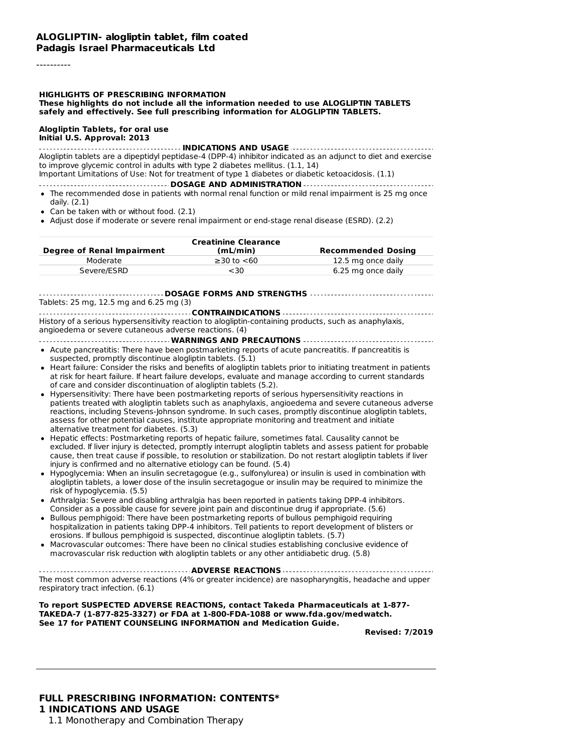**ALOGLIPTIN- alogliptin tablet, film coated**
**Padagis Israel Pharmaceuticals Ltd**

----------

**HIGHLIGHTS OF PRESCRIBING INFORMATION**
**These highlights do not include all the information needed to use ALOGLIPTIN TABLETS safely and effectively. See full prescribing information for ALOGLIPTIN TABLETS.**

**Alogliptin Tablets, for oral use**
**Initial U.S. Approval: 2013**

**INDICATIONS AND USAGE**

Alogliptin tablets are a dipeptidyl peptidase-4 (DPP-4) inhibitor indicated as an adjunct to diet and exercise to improve glycemic control in adults with type 2 diabetes mellitus. (1.1, 14)
Important Limitations of Use: Not for treatment of type 1 diabetes or diabetic ketoacidosis. (1.1)

**DOSAGE AND ADMINISTRATION**

- The recommended dose in patients with normal renal function or mild renal impairment is 25 mg once daily. (2.1)
- Can be taken with or without food. (2.1)
- Adjust dose if moderate or severe renal impairment or end-stage renal disease (ESRD). (2.2)

| Degree of Renal Impairment | Creatinine Clearance (mL/min) | Recommended Dosing |
|---|---|---|
| Moderate | ≥30 to <60 | 12.5 mg once daily |
| Severe/ESRD | <30 | 6.25 mg once daily |

**DOSAGE FORMS AND STRENGTHS**

Tablets: 25 mg, 12.5 mg and 6.25 mg (3)

**CONTRAINDICATIONS**

History of a serious hypersensitivity reaction to alogliptin-containing products, such as anaphylaxis, angioedema or severe cutaneous adverse reactions. (4)

**WARNINGS AND PRECAUTIONS**

- Acute pancreatitis: There have been postmarketing reports of acute pancreatitis. If pancreatitis is suspected, promptly discontinue alogliptin tablets. (5.1)
- Heart failure: Consider the risks and benefits of alogliptin tablets prior to initiating treatment in patients at risk for heart failure. If heart failure develops, evaluate and manage according to current standards of care and consider discontinuation of alogliptin tablets (5.2).
- Hypersensitivity: There have been postmarketing reports of serious hypersensitivity reactions in patients treated with alogliptin tablets such as anaphylaxis, angioedema and severe cutaneous adverse reactions, including Stevens-Johnson syndrome. In such cases, promptly discontinue alogliptin tablets, assess for other potential causes, institute appropriate monitoring and treatment and initiate alternative treatment for diabetes. (5.3)
- Hepatic effects: Postmarketing reports of hepatic failure, sometimes fatal. Causality cannot be excluded. If liver injury is detected, promptly interrupt alogliptin tablets and assess patient for probable cause, then treat cause if possible, to resolution or stabilization. Do not restart alogliptin tablets if liver injury is confirmed and no alternative etiology can be found. (5.4)
- Hypoglycemia: When an insulin secretagogue (e.g., sulfonylurea) or insulin is used in combination with alogliptin tablets, a lower dose of the insulin secretagogue or insulin may be required to minimize the risk of hypoglycemia. (5.5)
- Arthralgia: Severe and disabling arthralgia has been reported in patients taking DPP-4 inhibitors. Consider as a possible cause for severe joint pain and discontinue drug if appropriate. (5.6)
- Bullous pemphigoid: There have been postmarketing reports of bullous pemphigoid requiring hospitalization in patients taking DPP-4 inhibitors. Tell patients to report development of blisters or erosions. If bullous pemphigoid is suspected, discontinue alogliptin tablets. (5.7)
- Macrovascular outcomes: There have been no clinical studies establishing conclusive evidence of macrovascular risk reduction with alogliptin tablets or any other antidiabetic drug. (5.8)

**ADVERSE REACTIONS**

The most common adverse reactions (4% or greater incidence) are nasopharyngitis, headache and upper respiratory tract infection. (6.1)

**To report SUSPECTED ADVERSE REACTIONS, contact Takeda Pharmaceuticals at 1-877-TAKEDA-7 (1-877-825-3327) or FDA at 1-800-FDA-1088 or www.fda.gov/medwatch.**
**See 17 for PATIENT COUNSELING INFORMATION and Medication Guide.**

**Revised: 7/2019**

---

**FULL PRESCRIBING INFORMATION: CONTENTS***

**1 INDICATIONS AND USAGE**

1.1 Monotherapy and Combination Therapy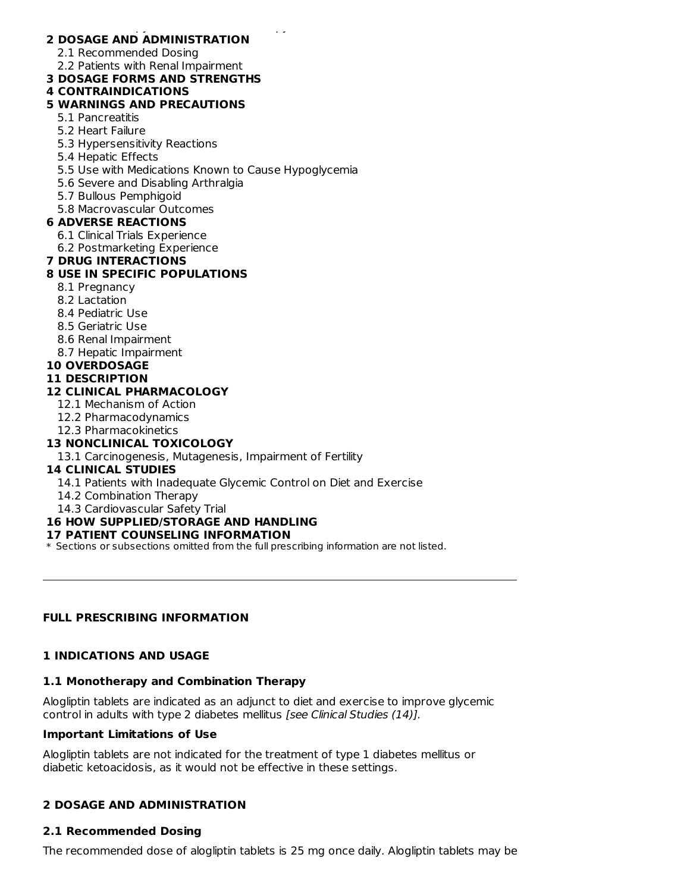**2 DOSAGE AND ADMINISTRATION**
- 2.1 Recommended Dosing
- 2.2 Patients with Renal Impairment

**3 DOSAGE FORMS AND STRENGTHS**

**4 CONTRAINDICATIONS**

**5 WARNINGS AND PRECAUTIONS**
- 5.1 Pancreatitis
- 5.2 Heart Failure
- 5.3 Hypersensitivity Reactions
- 5.4 Hepatic Effects
- 5.5 Use with Medications Known to Cause Hypoglycemia
- 5.6 Severe and Disabling Arthralgia
- 5.7 Bullous Pemphigoid
- 5.8 Macrovascular Outcomes

**6 ADVERSE REACTIONS**
- 6.1 Clinical Trials Experience
- 6.2 Postmarketing Experience

**7 DRUG INTERACTIONS**

**8 USE IN SPECIFIC POPULATIONS**
- 8.1 Pregnancy
- 8.2 Lactation
- 8.4 Pediatric Use
- 8.5 Geriatric Use
- 8.6 Renal Impairment
- 8.7 Hepatic Impairment

**10 OVERDOSAGE**

**11 DESCRIPTION**

**12 CLINICAL PHARMACOLOGY**
- 12.1 Mechanism of Action
- 12.2 Pharmacodynamics
- 12.3 Pharmacokinetics

**13 NONCLINICAL TOXICOLOGY**
- 13.1 Carcinogenesis, Mutagenesis, Impairment of Fertility

**14 CLINICAL STUDIES**
- 14.1 Patients with Inadequate Glycemic Control on Diet and Exercise
- 14.2 Combination Therapy
- 14.3 Cardiovascular Safety Trial

**16 HOW SUPPLIED/STORAGE AND HANDLING**

**17 PATIENT COUNSELING INFORMATION**

* Sections or subsections omitted from the full prescribing information are not listed.

---

## FULL PRESCRIBING INFORMATION

## 1 INDICATIONS AND USAGE

### 1.1 Monotherapy and Combination Therapy

Alogliptin tablets are indicated as an adjunct to diet and exercise to improve glycemic control in adults with type 2 diabetes mellitus *[see Clinical Studies (14)].*

**Important Limitations of Use**

Alogliptin tablets are not indicated for the treatment of type 1 diabetes mellitus or diabetic ketoacidosis, as it would not be effective in these settings.

## 2 DOSAGE AND ADMINISTRATION

### 2.1 Recommended Dosing

The recommended dose of alogliptin tablets is 25 mg once daily. Alogliptin tablets may be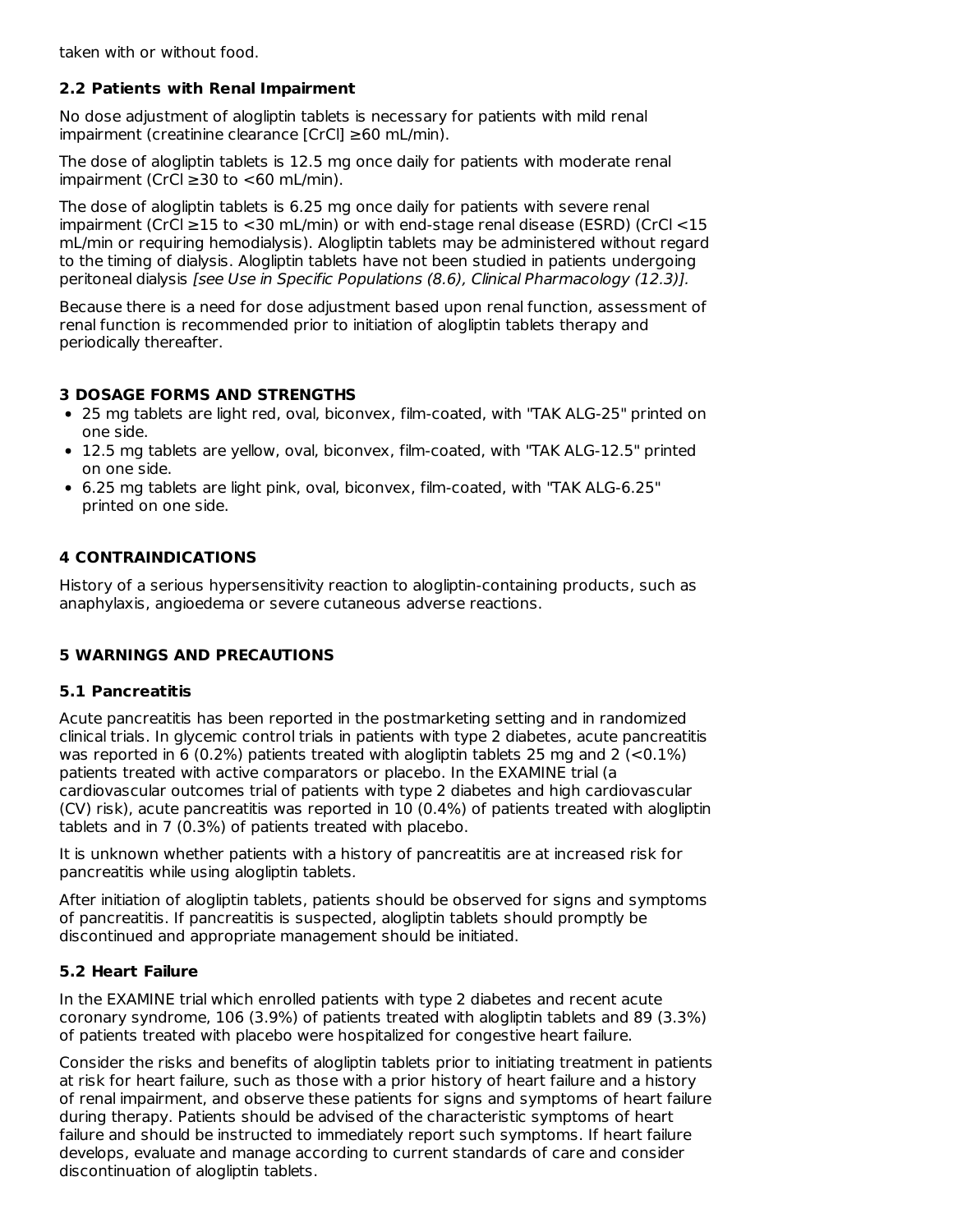taken with or without food.

### 2.2 Patients with Renal Impairment

No dose adjustment of alogliptin tablets is necessary for patients with mild renal impairment (creatinine clearance [CrCl] ≥60 mL/min).

The dose of alogliptin tablets is 12.5 mg once daily for patients with moderate renal impairment (CrCl ≥30 to <60 mL/min).

The dose of alogliptin tablets is 6.25 mg once daily for patients with severe renal impairment (CrCl ≥15 to <30 mL/min) or with end-stage renal disease (ESRD) (CrCl <15 mL/min or requiring hemodialysis). Alogliptin tablets may be administered without regard to the timing of dialysis. Alogliptin tablets have not been studied in patients undergoing peritoneal dialysis *[see Use in Specific Populations (8.6), Clinical Pharmacology (12.3)].*

Because there is a need for dose adjustment based upon renal function, assessment of renal function is recommended prior to initiation of alogliptin tablets therapy and periodically thereafter.

## 3 DOSAGE FORMS AND STRENGTHS

- 25 mg tablets are light red, oval, biconvex, film-coated, with "TAK ALG-25" printed on one side.
- 12.5 mg tablets are yellow, oval, biconvex, film-coated, with "TAK ALG-12.5" printed on one side.
- 6.25 mg tablets are light pink, oval, biconvex, film-coated, with "TAK ALG-6.25" printed on one side.

## 4 CONTRAINDICATIONS

History of a serious hypersensitivity reaction to alogliptin-containing products, such as anaphylaxis, angioedema or severe cutaneous adverse reactions.

## 5 WARNINGS AND PRECAUTIONS

### 5.1 Pancreatitis

Acute pancreatitis has been reported in the postmarketing setting and in randomized clinical trials. In glycemic control trials in patients with type 2 diabetes, acute pancreatitis was reported in 6 (0.2%) patients treated with alogliptin tablets 25 mg and 2 (<0.1%) patients treated with active comparators or placebo. In the EXAMINE trial (a cardiovascular outcomes trial of patients with type 2 diabetes and high cardiovascular (CV) risk), acute pancreatitis was reported in 10 (0.4%) of patients treated with alogliptin tablets and in 7 (0.3%) of patients treated with placebo.

It is unknown whether patients with a history of pancreatitis are at increased risk for pancreatitis while using alogliptin tablets.

After initiation of alogliptin tablets, patients should be observed for signs and symptoms of pancreatitis. If pancreatitis is suspected, alogliptin tablets should promptly be discontinued and appropriate management should be initiated.

### 5.2 Heart Failure

In the EXAMINE trial which enrolled patients with type 2 diabetes and recent acute coronary syndrome, 106 (3.9%) of patients treated with alogliptin tablets and 89 (3.3%) of patients treated with placebo were hospitalized for congestive heart failure.

Consider the risks and benefits of alogliptin tablets prior to initiating treatment in patients at risk for heart failure, such as those with a prior history of heart failure and a history of renal impairment, and observe these patients for signs and symptoms of heart failure during therapy. Patients should be advised of the characteristic symptoms of heart failure and should be instructed to immediately report such symptoms. If heart failure develops, evaluate and manage according to current standards of care and consider discontinuation of alogliptin tablets.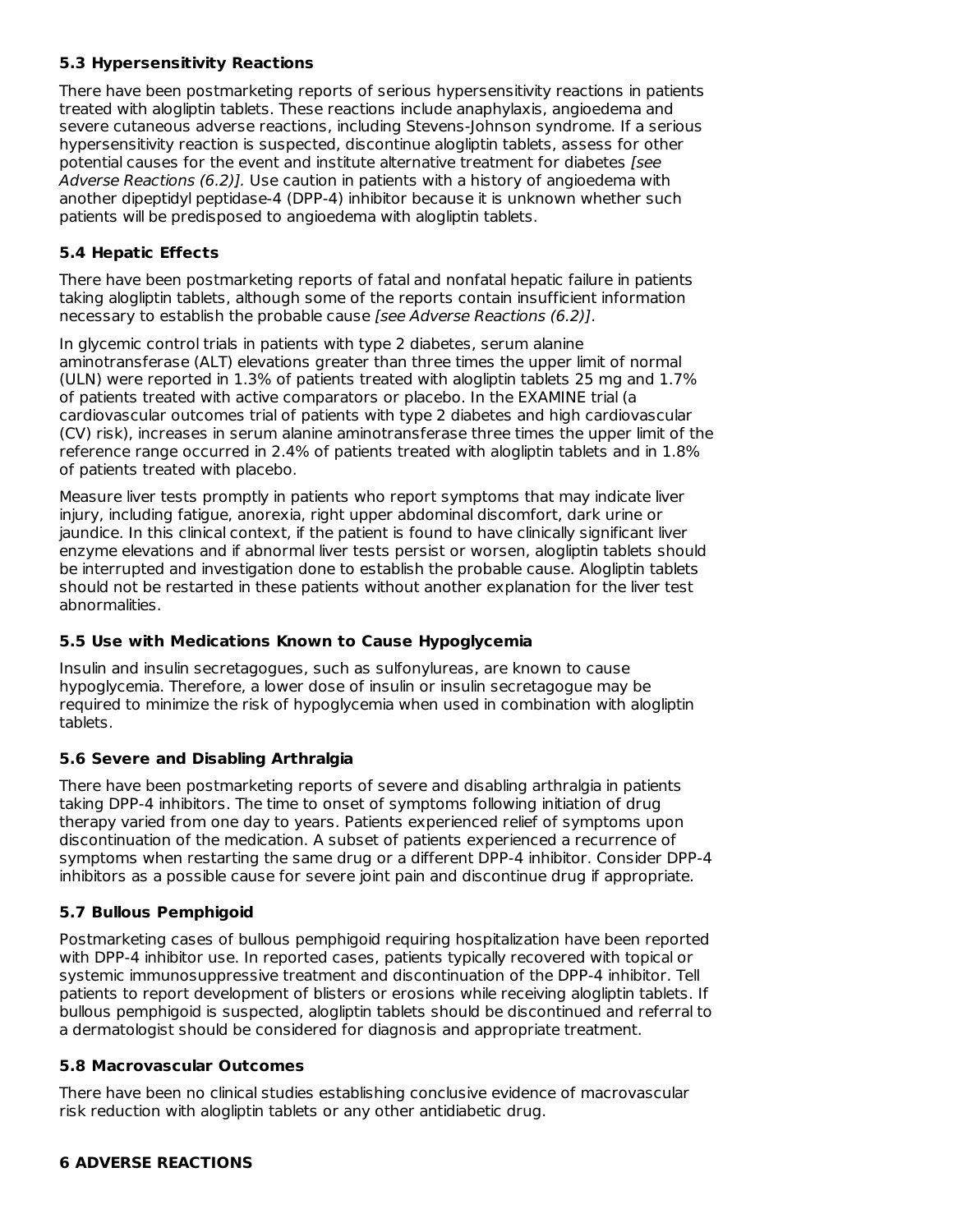### 5.3 Hypersensitivity Reactions

There have been postmarketing reports of serious hypersensitivity reactions in patients treated with alogliptin tablets. These reactions include anaphylaxis, angioedema and severe cutaneous adverse reactions, including Stevens-Johnson syndrome. If a serious hypersensitivity reaction is suspected, discontinue alogliptin tablets, assess for other potential causes for the event and institute alternative treatment for diabetes *[see Adverse Reactions (6.2)]*. Use caution in patients with a history of angioedema with another dipeptidyl peptidase-4 (DPP-4) inhibitor because it is unknown whether such patients will be predisposed to angioedema with alogliptin tablets.

### 5.4 Hepatic Effects

There have been postmarketing reports of fatal and nonfatal hepatic failure in patients taking alogliptin tablets, although some of the reports contain insufficient information necessary to establish the probable cause *[see Adverse Reactions (6.2)]*.

In glycemic control trials in patients with type 2 diabetes, serum alanine aminotransferase (ALT) elevations greater than three times the upper limit of normal (ULN) were reported in 1.3% of patients treated with alogliptin tablets 25 mg and 1.7% of patients treated with active comparators or placebo. In the EXAMINE trial (a cardiovascular outcomes trial of patients with type 2 diabetes and high cardiovascular (CV) risk), increases in serum alanine aminotransferase three times the upper limit of the reference range occurred in 2.4% of patients treated with alogliptin tablets and in 1.8% of patients treated with placebo.

Measure liver tests promptly in patients who report symptoms that may indicate liver injury, including fatigue, anorexia, right upper abdominal discomfort, dark urine or jaundice. In this clinical context, if the patient is found to have clinically significant liver enzyme elevations and if abnormal liver tests persist or worsen, alogliptin tablets should be interrupted and investigation done to establish the probable cause. Alogliptin tablets should not be restarted in these patients without another explanation for the liver test abnormalities.

### 5.5 Use with Medications Known to Cause Hypoglycemia

Insulin and insulin secretagogues, such as sulfonylureas, are known to cause hypoglycemia. Therefore, a lower dose of insulin or insulin secretagogue may be required to minimize the risk of hypoglycemia when used in combination with alogliptin tablets.

### 5.6 Severe and Disabling Arthralgia

There have been postmarketing reports of severe and disabling arthralgia in patients taking DPP-4 inhibitors. The time to onset of symptoms following initiation of drug therapy varied from one day to years. Patients experienced relief of symptoms upon discontinuation of the medication. A subset of patients experienced a recurrence of symptoms when restarting the same drug or a different DPP-4 inhibitor. Consider DPP-4 inhibitors as a possible cause for severe joint pain and discontinue drug if appropriate.

### 5.7 Bullous Pemphigoid

Postmarketing cases of bullous pemphigoid requiring hospitalization have been reported with DPP-4 inhibitor use. In reported cases, patients typically recovered with topical or systemic immunosuppressive treatment and discontinuation of the DPP-4 inhibitor. Tell patients to report development of blisters or erosions while receiving alogliptin tablets. If bullous pemphigoid is suspected, alogliptin tablets should be discontinued and referral to a dermatologist should be considered for diagnosis and appropriate treatment.

### 5.8 Macrovascular Outcomes

There have been no clinical studies establishing conclusive evidence of macrovascular risk reduction with alogliptin tablets or any other antidiabetic drug.

## 6 ADVERSE REACTIONS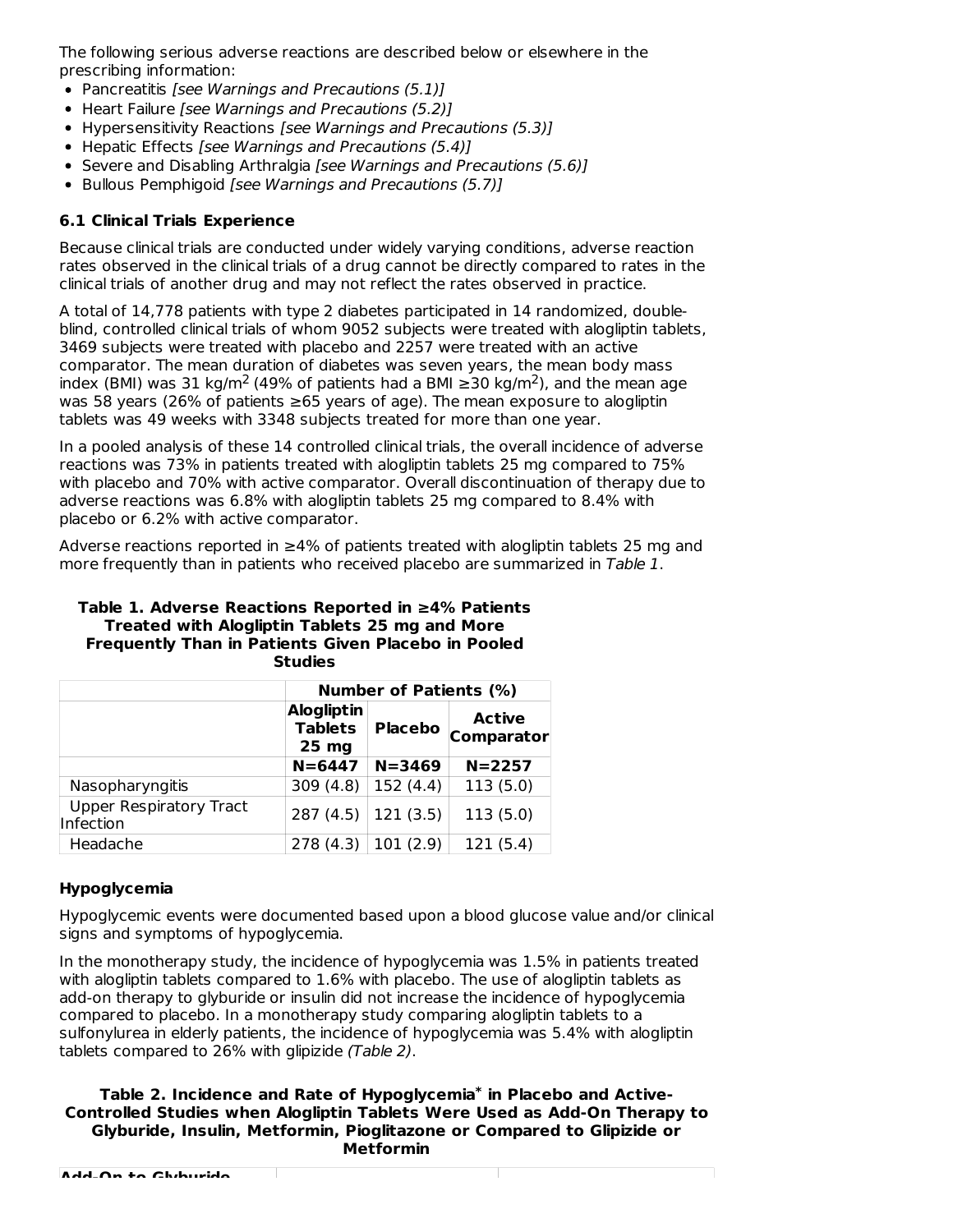The following serious adverse reactions are described below or elsewhere in the prescribing information:

- Pancreatitis *[see Warnings and Precautions (5.1)]*
- Heart Failure *[see Warnings and Precautions (5.2)]*
- Hypersensitivity Reactions *[see Warnings and Precautions (5.3)]*
- Hepatic Effects *[see Warnings and Precautions (5.4)]*
- Severe and Disabling Arthralgia *[see Warnings and Precautions (5.6)]*
- Bullous Pemphigoid *[see Warnings and Precautions (5.7)]*

### 6.1 Clinical Trials Experience

Because clinical trials are conducted under widely varying conditions, adverse reaction rates observed in the clinical trials of a drug cannot be directly compared to rates in the clinical trials of another drug and may not reflect the rates observed in practice.

A total of 14,778 patients with type 2 diabetes participated in 14 randomized, double-blind, controlled clinical trials of whom 9052 subjects were treated with alogliptin tablets, 3469 subjects were treated with placebo and 2257 were treated with an active comparator. The mean duration of diabetes was seven years, the mean body mass index (BMI) was 31 kg/m$^2$ (49% of patients had a BMI ≥30 kg/m$^2$), and the mean age was 58 years (26% of patients ≥65 years of age). The mean exposure to alogliptin tablets was 49 weeks with 3348 subjects treated for more than one year.

In a pooled analysis of these 14 controlled clinical trials, the overall incidence of adverse reactions was 73% in patients treated with alogliptin tablets 25 mg compared to 75% with placebo and 70% with active comparator. Overall discontinuation of therapy due to adverse reactions was 6.8% with alogliptin tablets 25 mg compared to 8.4% with placebo or 6.2% with active comparator.

Adverse reactions reported in ≥4% of patients treated with alogliptin tablets 25 mg and more frequently than in patients who received placebo are summarized in *Table 1*.

**Table 1. Adverse Reactions Reported in ≥4% Patients Treated with Alogliptin Tablets 25 mg and More Frequently Than in Patients Given Placebo in Pooled Studies**

| | Number of Patients (%) | | |
|---|---|---|---|
| | **Alogliptin Tablets 25 mg** | **Placebo** | **Active Comparator** |
| | **N=6447** | **N=3469** | **N=2257** |
| Nasopharyngitis | 309 (4.8) | 152 (4.4) | 113 (5.0) |
| Upper Respiratory Tract Infection | 287 (4.5) | 121 (3.5) | 113 (5.0) |
| Headache | 278 (4.3) | 101 (2.9) | 121 (5.4) |

#### Hypoglycemia

Hypoglycemic events were documented based upon a blood glucose value and/or clinical signs and symptoms of hypoglycemia.

In the monotherapy study, the incidence of hypoglycemia was 1.5% in patients treated with alogliptin tablets compared to 1.6% with placebo. The use of alogliptin tablets as add-on therapy to glyburide or insulin did not increase the incidence of hypoglycemia compared to placebo. In a monotherapy study comparing alogliptin tablets to a sulfonylurea in elderly patients, the incidence of hypoglycemia was 5.4% with alogliptin tablets compared to 26% with glipizide *(Table 2)*.

**Table 2. Incidence and Rate of Hypoglycemia* in Placebo and Active-Controlled Studies when Alogliptin Tablets Were Used as Add-On Therapy to Glyburide, Insulin, Metformin, Pioglitazone or Compared to Glipizide or Metformin**

| Add-On to Glyburide | | |
|---|---|---|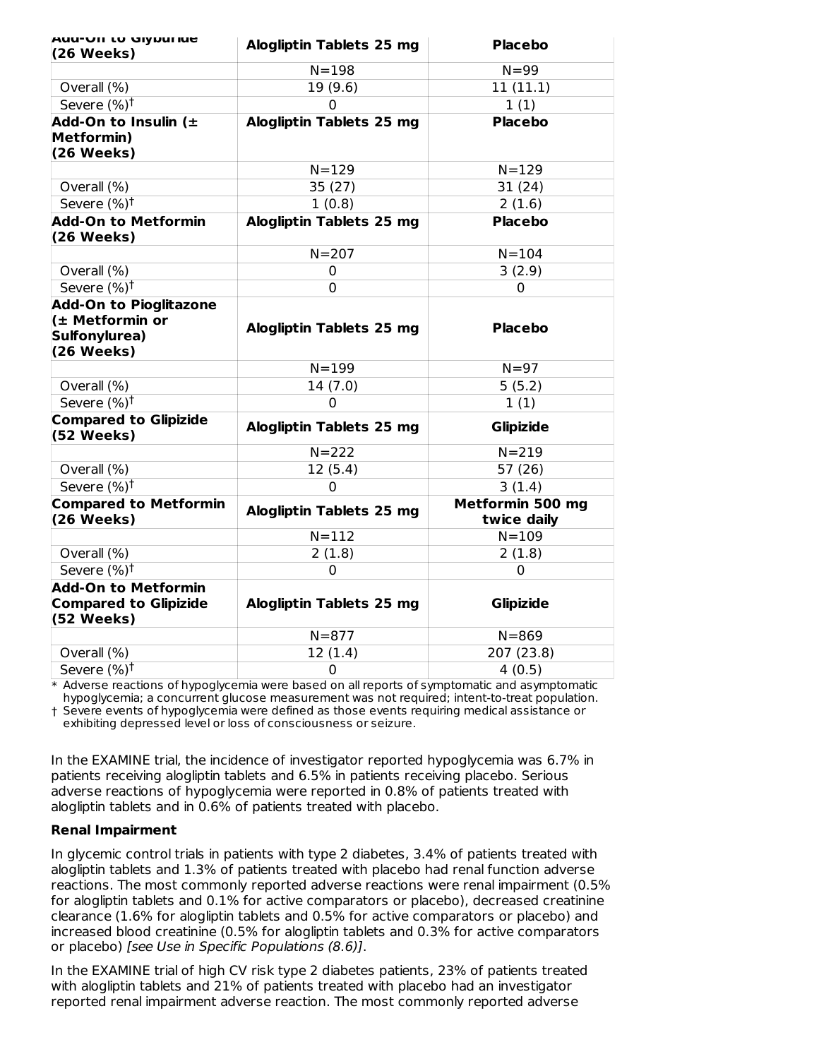| Add-On to Glyburide (26 Weeks) | Alogliptin Tablets 25 mg | Placebo |
|---|---|---|
| | N=198 | N=99 |
| Overall (%) | 19 (9.6) | 11 (11.1) |
| Severe (%)† | 0 | 1 (1) |
| **Add-On to Insulin (± Metformin) (26 Weeks)** | **Alogliptin Tablets 25 mg** | **Placebo** |
| | N=129 | N=129 |
| Overall (%) | 35 (27) | 31 (24) |
| Severe (%)† | 1 (0.8) | 2 (1.6) |
| **Add-On to Metformin (26 Weeks)** | **Alogliptin Tablets 25 mg** | **Placebo** |
| | N=207 | N=104 |
| Overall (%) | 0 | 3 (2.9) |
| Severe (%)† | 0 | 0 |
| **Add-On to Pioglitazone (± Metformin or Sulfonylurea) (26 Weeks)** | **Alogliptin Tablets 25 mg** | **Placebo** |
| | N=199 | N=97 |
| Overall (%) | 14 (7.0) | 5 (5.2) |
| Severe (%)† | 0 | 1 (1) |
| **Compared to Glipizide (52 Weeks)** | **Alogliptin Tablets 25 mg** | **Glipizide** |
| | N=222 | N=219 |
| Overall (%) | 12 (5.4) | 57 (26) |
| Severe (%)† | 0 | 3 (1.4) |
| **Compared to Metformin (26 Weeks)** | **Alogliptin Tablets 25 mg** | **Metformin 500 mg twice daily** |
| | N=112 | N=109 |
| Overall (%) | 2 (1.8) | 2 (1.8) |
| Severe (%)† | 0 | 0 |
| **Add-On to Metformin Compared to Glipizide (52 Weeks)** | **Alogliptin Tablets 25 mg** | **Glipizide** |
| | N=877 | N=869 |
| Overall (%) | 12 (1.4) | 207 (23.8) |
| Severe (%)† | 0 | 4 (0.5) |

\* Adverse reactions of hypoglycemia were based on all reports of symptomatic and asymptomatic hypoglycemia; a concurrent glucose measurement was not required; intent-to-treat population.

† Severe events of hypoglycemia were defined as those events requiring medical assistance or exhibiting depressed level or loss of consciousness or seizure.

In the EXAMINE trial, the incidence of investigator reported hypoglycemia was 6.7% in patients receiving alogliptin tablets and 6.5% in patients receiving placebo. Serious adverse reactions of hypoglycemia were reported in 0.8% of patients treated with alogliptin tablets and in 0.6% of patients treated with placebo.

**Renal Impairment**

In glycemic control trials in patients with type 2 diabetes, 3.4% of patients treated with alogliptin tablets and 1.3% of patients treated with placebo had renal function adverse reactions. The most commonly reported adverse reactions were renal impairment (0.5% for alogliptin tablets and 0.1% for active comparators or placebo), decreased creatinine clearance (1.6% for alogliptin tablets and 0.5% for active comparators or placebo) and increased blood creatinine (0.5% for alogliptin tablets and 0.3% for active comparators or placebo) *[see Use in Specific Populations (8.6)]*.

In the EXAMINE trial of high CV risk type 2 diabetes patients, 23% of patients treated with alogliptin tablets and 21% of patients treated with placebo had an investigator reported renal impairment adverse reaction. The most commonly reported adverse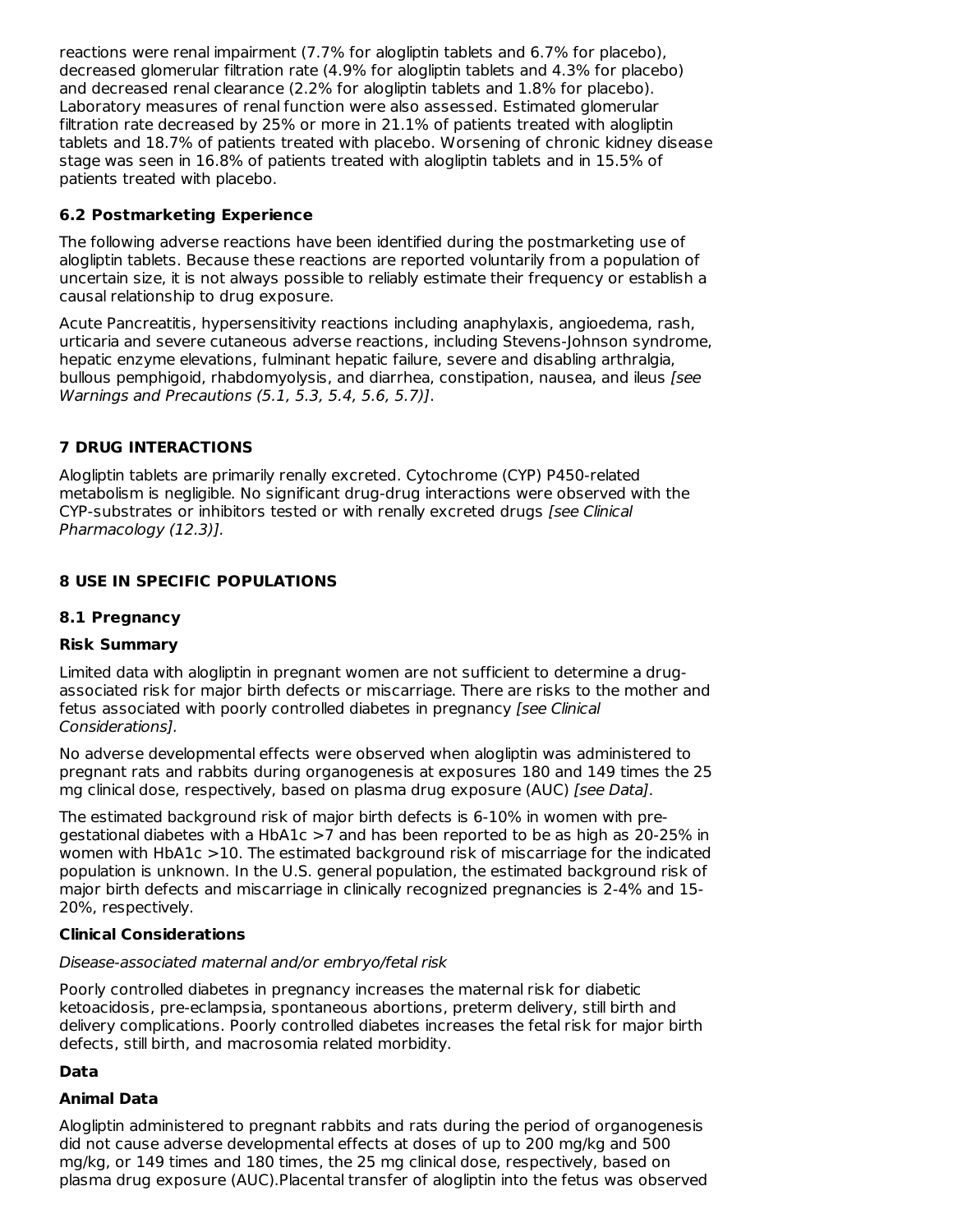reactions were renal impairment (7.7% for alogliptin tablets and 6.7% for placebo), decreased glomerular filtration rate (4.9% for alogliptin tablets and 4.3% for placebo) and decreased renal clearance (2.2% for alogliptin tablets and 1.8% for placebo). Laboratory measures of renal function were also assessed. Estimated glomerular filtration rate decreased by 25% or more in 21.1% of patients treated with alogliptin tablets and 18.7% of patients treated with placebo. Worsening of chronic kidney disease stage was seen in 16.8% of patients treated with alogliptin tablets and in 15.5% of patients treated with placebo.

### 6.2 Postmarketing Experience

The following adverse reactions have been identified during the postmarketing use of alogliptin tablets. Because these reactions are reported voluntarily from a population of uncertain size, it is not always possible to reliably estimate their frequency or establish a causal relationship to drug exposure.

Acute Pancreatitis, hypersensitivity reactions including anaphylaxis, angioedema, rash, urticaria and severe cutaneous adverse reactions, including Stevens-Johnson syndrome, hepatic enzyme elevations, fulminant hepatic failure, severe and disabling arthralgia, bullous pemphigoid, rhabdomyolysis, and diarrhea, constipation, nausea, and ileus *[see Warnings and Precautions (5.1, 5.3, 5.4, 5.6, 5.7)]*.

## 7 DRUG INTERACTIONS

Alogliptin tablets are primarily renally excreted. Cytochrome (CYP) P450-related metabolism is negligible. No significant drug-drug interactions were observed with the CYP-substrates or inhibitors tested or with renally excreted drugs *[see Clinical Pharmacology (12.3)].*

## 8 USE IN SPECIFIC POPULATIONS

### 8.1 Pregnancy

**Risk Summary**

Limited data with alogliptin in pregnant women are not sufficient to determine a drug-associated risk for major birth defects or miscarriage. There are risks to the mother and fetus associated with poorly controlled diabetes in pregnancy *[see Clinical Considerations].*

No adverse developmental effects were observed when alogliptin was administered to pregnant rats and rabbits during organogenesis at exposures 180 and 149 times the 25 mg clinical dose, respectively, based on plasma drug exposure (AUC) *[see Data]*.

The estimated background risk of major birth defects is 6-10% in women with pre-gestational diabetes with a HbA1c >7 and has been reported to be as high as 20-25% in women with HbA1c >10. The estimated background risk of miscarriage for the indicated population is unknown. In the U.S. general population, the estimated background risk of major birth defects and miscarriage in clinically recognized pregnancies is 2-4% and 15-20%, respectively.

**Clinical Considerations**

*Disease-associated maternal and/or embryo/fetal risk*

Poorly controlled diabetes in pregnancy increases the maternal risk for diabetic ketoacidosis, pre-eclampsia, spontaneous abortions, preterm delivery, still birth and delivery complications. Poorly controlled diabetes increases the fetal risk for major birth defects, still birth, and macrosomia related morbidity.

**Data**

**Animal Data**

Alogliptin administered to pregnant rabbits and rats during the period of organogenesis did not cause adverse developmental effects at doses of up to 200 mg/kg and 500 mg/kg, or 149 times and 180 times, the 25 mg clinical dose, respectively, based on plasma drug exposure (AUC).Placental transfer of alogliptin into the fetus was observed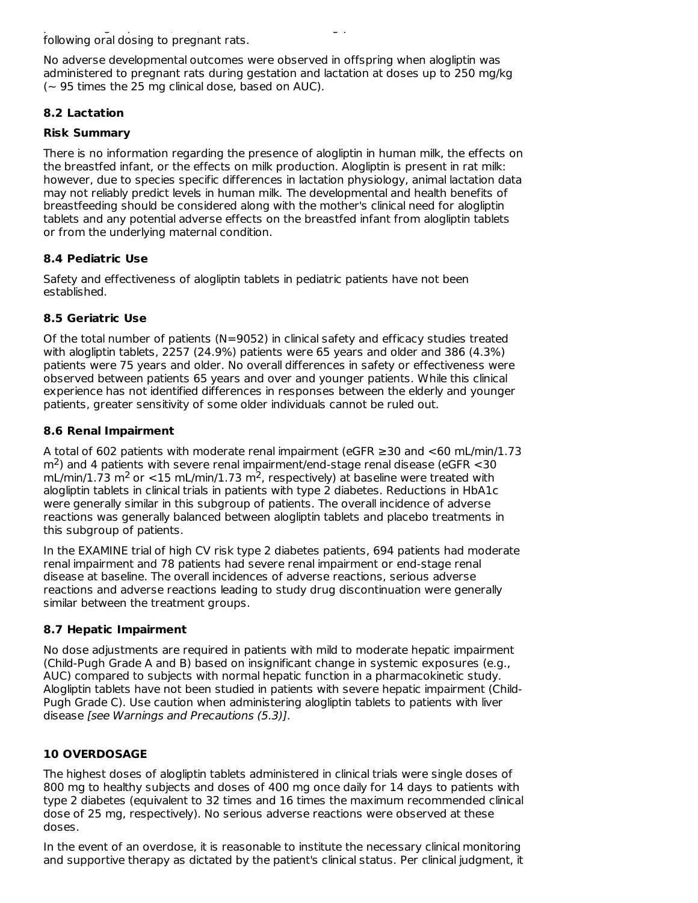following oral dosing to pregnant rats.

No adverse developmental outcomes were observed in offspring when alogliptin was administered to pregnant rats during gestation and lactation at doses up to 250 mg/kg (~ 95 times the 25 mg clinical dose, based on AUC).

### 8.2 Lactation

#### Risk Summary

There is no information regarding the presence of alogliptin in human milk, the effects on the breastfed infant, or the effects on milk production. Alogliptin is present in rat milk: however, due to species specific differences in lactation physiology, animal lactation data may not reliably predict levels in human milk. The developmental and health benefits of breastfeeding should be considered along with the mother's clinical need for alogliptin tablets and any potential adverse effects on the breastfed infant from alogliptin tablets or from the underlying maternal condition.

### 8.4 Pediatric Use

Safety and effectiveness of alogliptin tablets in pediatric patients have not been established.

### 8.5 Geriatric Use

Of the total number of patients (N=9052) in clinical safety and efficacy studies treated with alogliptin tablets, 2257 (24.9%) patients were 65 years and older and 386 (4.3%) patients were 75 years and older. No overall differences in safety or effectiveness were observed between patients 65 years and over and younger patients. While this clinical experience has not identified differences in responses between the elderly and younger patients, greater sensitivity of some older individuals cannot be ruled out.

### 8.6 Renal Impairment

A total of 602 patients with moderate renal impairment (eGFR ≥30 and <60 mL/min/1.73 $m^2$) and 4 patients with severe renal impairment/end-stage renal disease (eGFR <30 mL/min/1.73 $m^2$ or <15 mL/min/1.73 $m^2$, respectively) at baseline were treated with alogliptin tablets in clinical trials in patients with type 2 diabetes. Reductions in HbA1c were generally similar in this subgroup of patients. The overall incidence of adverse reactions was generally balanced between alogliptin tablets and placebo treatments in this subgroup of patients.

In the EXAMINE trial of high CV risk type 2 diabetes patients, 694 patients had moderate renal impairment and 78 patients had severe renal impairment or end-stage renal disease at baseline. The overall incidences of adverse reactions, serious adverse reactions and adverse reactions leading to study drug discontinuation were generally similar between the treatment groups.

### 8.7 Hepatic Impairment

No dose adjustments are required in patients with mild to moderate hepatic impairment (Child-Pugh Grade A and B) based on insignificant change in systemic exposures (e.g., AUC) compared to subjects with normal hepatic function in a pharmacokinetic study. Alogliptin tablets have not been studied in patients with severe hepatic impairment (Child-Pugh Grade C). Use caution when administering alogliptin tablets to patients with liver disease *[see Warnings and Precautions (5.3)]*.

## 10 OVERDOSAGE

The highest doses of alogliptin tablets administered in clinical trials were single doses of 800 mg to healthy subjects and doses of 400 mg once daily for 14 days to patients with type 2 diabetes (equivalent to 32 times and 16 times the maximum recommended clinical dose of 25 mg, respectively). No serious adverse reactions were observed at these doses.

In the event of an overdose, it is reasonable to institute the necessary clinical monitoring and supportive therapy as dictated by the patient's clinical status. Per clinical judgment, it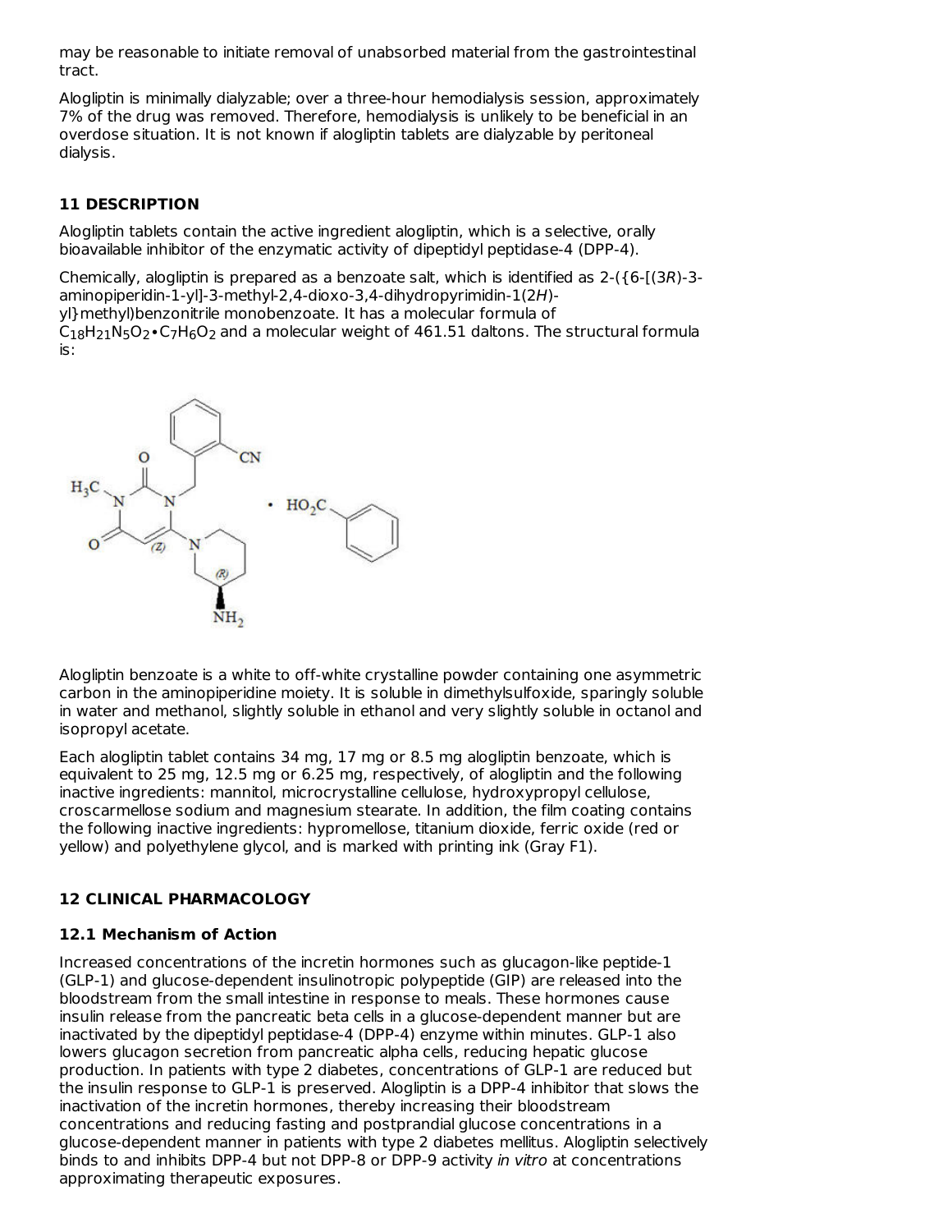may be reasonable to initiate removal of unabsorbed material from the gastrointestinal tract.

Alogliptin is minimally dialyzable; over a three-hour hemodialysis session, approximately 7% of the drug was removed. Therefore, hemodialysis is unlikely to be beneficial in an overdose situation. It is not known if alogliptin tablets are dialyzable by peritoneal dialysis.

## 11 DESCRIPTION

Alogliptin tablets contain the active ingredient alogliptin, which is a selective, orally bioavailable inhibitor of the enzymatic activity of dipeptidyl peptidase-4 (DPP-4).

Chemically, alogliptin is prepared as a benzoate salt, which is identified as 2-({6-[(3*R*)-3-aminopiperidin-1-yl]-3-methyl-2,4-dioxo-3,4-dihydropyrimidin-1(2*H*)-yl}methyl)benzonitrile monobenzoate. It has a molecular formula of $C_{18}H_{21}N_5O_2 \bullet C_7H_6O_2$ and a molecular weight of 461.51 daltons. The structural formula is:

Alogliptin benzoate is a white to off-white crystalline powder containing one asymmetric carbon in the aminopiperidine moiety. It is soluble in dimethylsulfoxide, sparingly soluble in water and methanol, slightly soluble in ethanol and very slightly soluble in octanol and isopropyl acetate.

Each alogliptin tablet contains 34 mg, 17 mg or 8.5 mg alogliptin benzoate, which is equivalent to 25 mg, 12.5 mg or 6.25 mg, respectively, of alogliptin and the following inactive ingredients: mannitol, microcrystalline cellulose, hydroxypropyl cellulose, croscarmellose sodium and magnesium stearate. In addition, the film coating contains the following inactive ingredients: hypromellose, titanium dioxide, ferric oxide (red or yellow) and polyethylene glycol, and is marked with printing ink (Gray F1).

## 12 CLINICAL PHARMACOLOGY

### 12.1 Mechanism of Action

Increased concentrations of the incretin hormones such as glucagon-like peptide-1 (GLP-1) and glucose-dependent insulinotropic polypeptide (GIP) are released into the bloodstream from the small intestine in response to meals. These hormones cause insulin release from the pancreatic beta cells in a glucose-dependent manner but are inactivated by the dipeptidyl peptidase-4 (DPP-4) enzyme within minutes. GLP-1 also lowers glucagon secretion from pancreatic alpha cells, reducing hepatic glucose production. In patients with type 2 diabetes, concentrations of GLP-1 are reduced but the insulin response to GLP-1 is preserved. Alogliptin is a DPP-4 inhibitor that slows the inactivation of the incretin hormones, thereby increasing their bloodstream concentrations and reducing fasting and postprandial glucose concentrations in a glucose-dependent manner in patients with type 2 diabetes mellitus. Alogliptin selectively binds to and inhibits DPP-4 but not DPP-8 or DPP-9 activity *in vitro* at concentrations approximating therapeutic exposures.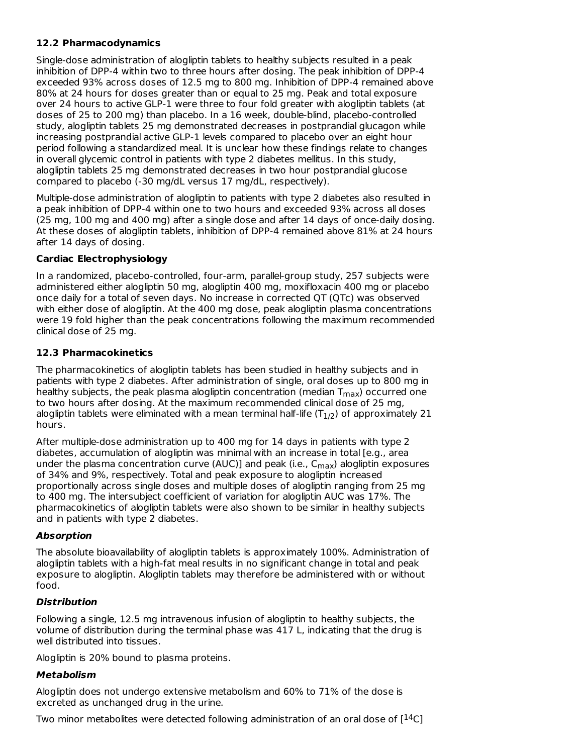### 12.2 Pharmacodynamics

Single-dose administration of alogliptin tablets to healthy subjects resulted in a peak inhibition of DPP-4 within two to three hours after dosing. The peak inhibition of DPP-4 exceeded 93% across doses of 12.5 mg to 800 mg. Inhibition of DPP-4 remained above 80% at 24 hours for doses greater than or equal to 25 mg. Peak and total exposure over 24 hours to active GLP-1 were three to four fold greater with alogliptin tablets (at doses of 25 to 200 mg) than placebo. In a 16 week, double-blind, placebo-controlled study, alogliptin tablets 25 mg demonstrated decreases in postprandial glucagon while increasing postprandial active GLP-1 levels compared to placebo over an eight hour period following a standardized meal. It is unclear how these findings relate to changes in overall glycemic control in patients with type 2 diabetes mellitus. In this study, alogliptin tablets 25 mg demonstrated decreases in two hour postprandial glucose compared to placebo (-30 mg/dL versus 17 mg/dL, respectively).

Multiple-dose administration of alogliptin to patients with type 2 diabetes also resulted in a peak inhibition of DPP-4 within one to two hours and exceeded 93% across all doses (25 mg, 100 mg and 400 mg) after a single dose and after 14 days of once-daily dosing. At these doses of alogliptin tablets, inhibition of DPP-4 remained above 81% at 24 hours after 14 days of dosing.

**Cardiac Electrophysiology**

In a randomized, placebo-controlled, four-arm, parallel-group study, 257 subjects were administered either alogliptin 50 mg, alogliptin 400 mg, moxifloxacin 400 mg or placebo once daily for a total of seven days. No increase in corrected QT (QTc) was observed with either dose of alogliptin. At the 400 mg dose, peak alogliptin plasma concentrations were 19 fold higher than the peak concentrations following the maximum recommended clinical dose of 25 mg.

### 12.3 Pharmacokinetics

The pharmacokinetics of alogliptin tablets has been studied in healthy subjects and in patients with type 2 diabetes. After administration of single, oral doses up to 800 mg in healthy subjects, the peak plasma alogliptin concentration (median $T_{max}$) occurred one to two hours after dosing. At the maximum recommended clinical dose of 25 mg, alogliptin tablets were eliminated with a mean terminal half-life ($T_{1/2}$) of approximately 21 hours.

After multiple-dose administration up to 400 mg for 14 days in patients with type 2 diabetes, accumulation of alogliptin was minimal with an increase in total [e.g., area under the plasma concentration curve (AUC)] and peak (i.e., $C_{max}$) alogliptin exposures of 34% and 9%, respectively. Total and peak exposure to alogliptin increased proportionally across single doses and multiple doses of alogliptin ranging from 25 mg to 400 mg. The intersubject coefficient of variation for alogliptin AUC was 17%. The pharmacokinetics of alogliptin tablets were also shown to be similar in healthy subjects and in patients with type 2 diabetes.

***Absorption***

The absolute bioavailability of alogliptin tablets is approximately 100%. Administration of alogliptin tablets with a high-fat meal results in no significant change in total and peak exposure to alogliptin. Alogliptin tablets may therefore be administered with or without food.

***Distribution***

Following a single, 12.5 mg intravenous infusion of alogliptin to healthy subjects, the volume of distribution during the terminal phase was 417 L, indicating that the drug is well distributed into tissues.

Alogliptin is 20% bound to plasma proteins.

***Metabolism***

Alogliptin does not undergo extensive metabolism and 60% to 71% of the dose is excreted as unchanged drug in the urine.

Two minor metabolites were detected following administration of an oral dose of [$^{14}C$]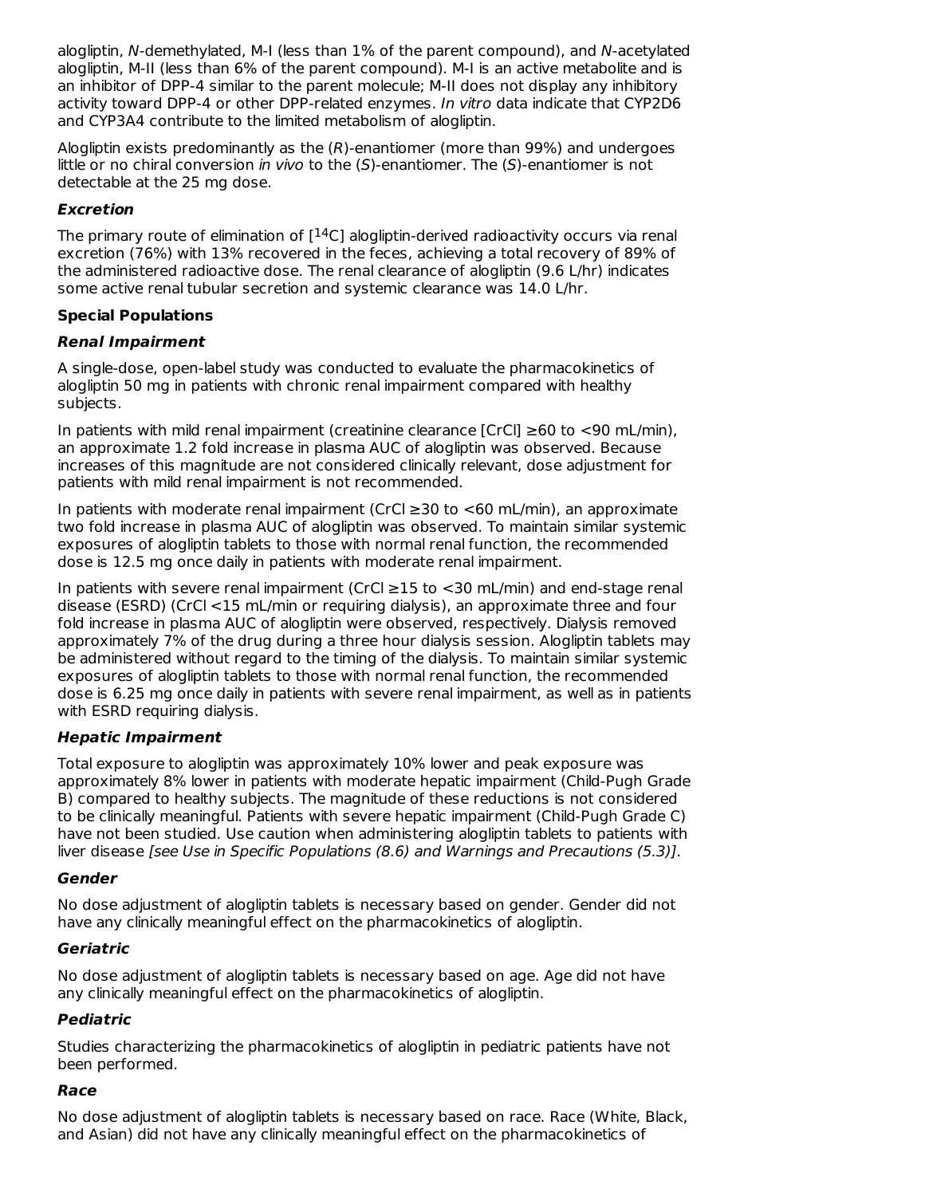alogliptin, *N*-demethylated, M-I (less than 1% of the parent compound), and *N*-acetylated alogliptin, M-II (less than 6% of the parent compound). M-I is an active metabolite and is an inhibitor of DPP-4 similar to the parent molecule; M-II does not display any inhibitory activity toward DPP-4 or other DPP-related enzymes. *In vitro* data indicate that CYP2D6 and CYP3A4 contribute to the limited metabolism of alogliptin.

Alogliptin exists predominantly as the (*R*)-enantiomer (more than 99%) and undergoes little or no chiral conversion *in vivo* to the (*S*)-enantiomer. The (*S*)-enantiomer is not detectable at the 25 mg dose.

#### *Excretion*

The primary route of elimination of [$^{14}$C] alogliptin-derived radioactivity occurs via renal excretion (76%) with 13% recovered in the feces, achieving a total recovery of 89% of the administered radioactive dose. The renal clearance of alogliptin (9.6 L/hr) indicates some active renal tubular secretion and systemic clearance was 14.0 L/hr.

### Special Populations

#### *Renal Impairment*

A single-dose, open-label study was conducted to evaluate the pharmacokinetics of alogliptin 50 mg in patients with chronic renal impairment compared with healthy subjects.

In patients with mild renal impairment (creatinine clearance [CrCl] ≥60 to <90 mL/min), an approximate 1.2 fold increase in plasma AUC of alogliptin was observed. Because increases of this magnitude are not considered clinically relevant, dose adjustment for patients with mild renal impairment is not recommended.

In patients with moderate renal impairment (CrCl ≥30 to <60 mL/min), an approximate two fold increase in plasma AUC of alogliptin was observed. To maintain similar systemic exposures of alogliptin tablets to those with normal renal function, the recommended dose is 12.5 mg once daily in patients with moderate renal impairment.

In patients with severe renal impairment (CrCl ≥15 to <30 mL/min) and end-stage renal disease (ESRD) (CrCl <15 mL/min or requiring dialysis), an approximate three and four fold increase in plasma AUC of alogliptin were observed, respectively. Dialysis removed approximately 7% of the drug during a three hour dialysis session. Alogliptin tablets may be administered without regard to the timing of the dialysis. To maintain similar systemic exposures of alogliptin tablets to those with normal renal function, the recommended dose is 6.25 mg once daily in patients with severe renal impairment, as well as in patients with ESRD requiring dialysis.

#### *Hepatic Impairment*

Total exposure to alogliptin was approximately 10% lower and peak exposure was approximately 8% lower in patients with moderate hepatic impairment (Child-Pugh Grade B) compared to healthy subjects. The magnitude of these reductions is not considered to be clinically meaningful. Patients with severe hepatic impairment (Child-Pugh Grade C) have not been studied. Use caution when administering alogliptin tablets to patients with liver disease *[see Use in Specific Populations (8.6) and Warnings and Precautions (5.3)]*.

#### *Gender*

No dose adjustment of alogliptin tablets is necessary based on gender. Gender did not have any clinically meaningful effect on the pharmacokinetics of alogliptin.

#### *Geriatric*

No dose adjustment of alogliptin tablets is necessary based on age. Age did not have any clinically meaningful effect on the pharmacokinetics of alogliptin.

#### *Pediatric*

Studies characterizing the pharmacokinetics of alogliptin in pediatric patients have not been performed.

#### *Race*

No dose adjustment of alogliptin tablets is necessary based on race. Race (White, Black, and Asian) did not have any clinically meaningful effect on the pharmacokinetics of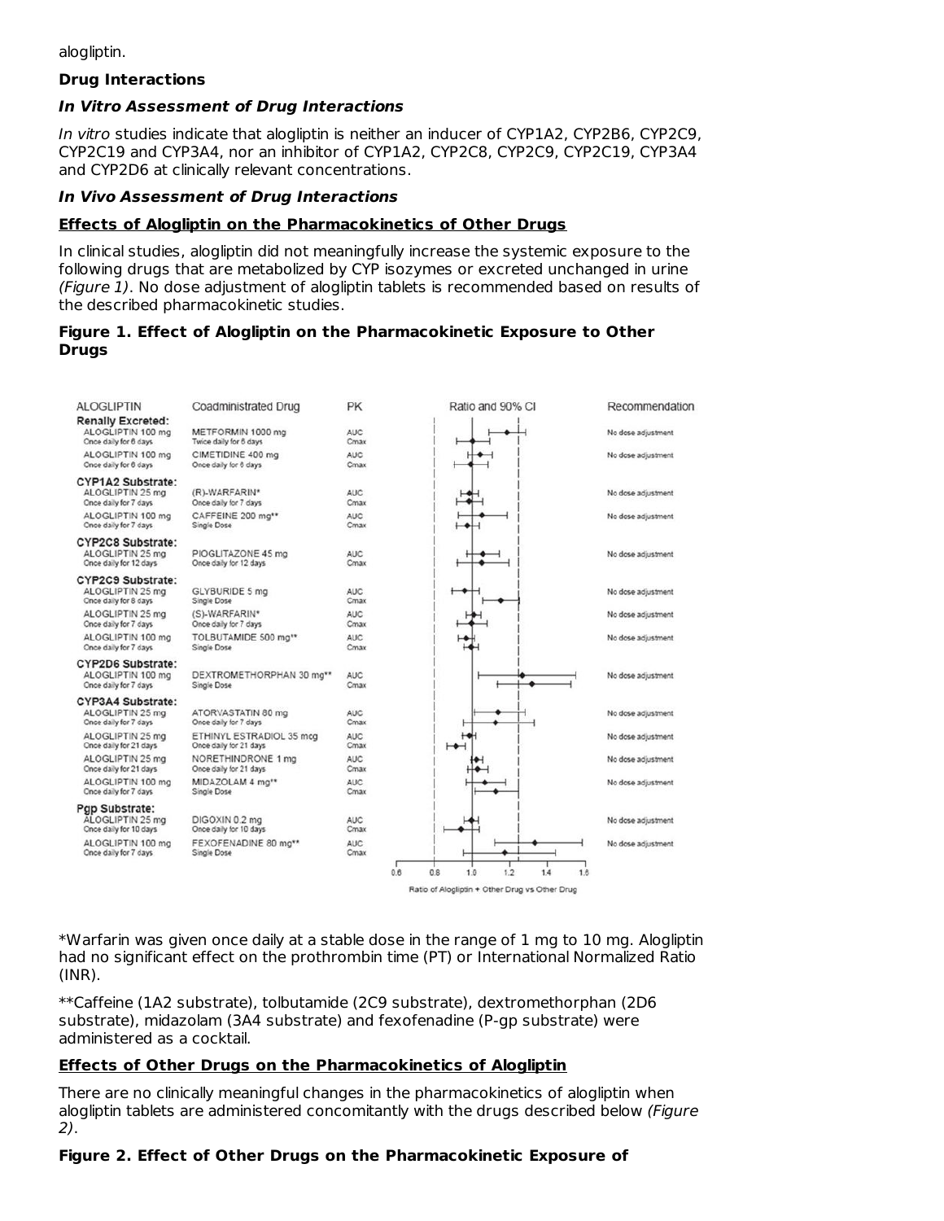alogliptin.

**Drug Interactions**

***In Vitro Assessment of Drug Interactions***

*In vitro* studies indicate that alogliptin is neither an inducer of CYP1A2, CYP2B6, CYP2C9, CYP2C19 and CYP3A4, nor an inhibitor of CYP1A2, CYP2C8, CYP2C9, CYP2C19, CYP3A4 and CYP2D6 at clinically relevant concentrations.

***In Vivo Assessment of Drug Interactions***

**Effects of Alogliptin on the Pharmacokinetics of Other Drugs**

In clinical studies, alogliptin did not meaningfully increase the systemic exposure to the following drugs that are metabolized by CYP isozymes or excreted unchanged in urine *(Figure 1)*. No dose adjustment of alogliptin tablets is recommended based on results of the described pharmacokinetic studies.

**Figure 1. Effect of Alogliptin on the Pharmacokinetic Exposure to Other Drugs**

| ALOGLIPTIN | Coadministrated Drug | PK | Recommendation |
|---|---|---|---|
| **Renally Excreted:** | | | |
| ALOGLIPTIN 100 mg Once daily for 6 days | METFORMIN 1000 mg Twice daily for 6 days | AUC / Cmax | No dose adjustment |
| ALOGLIPTIN 100 mg Once daily for 6 days | CIMETIDINE 400 mg Once daily for 6 days | AUC / Cmax | No dose adjustment |
| **CYP1A2 Substrate:** | | | |
| ALOGLIPTIN 25 mg Once daily for 7 days | (R)-WARFARIN* Once daily for 7 days | AUC / Cmax | No dose adjustment |
| ALOGLIPTIN 100 mg Once daily for 7 days | CAFFEINE 200 mg** Single Dose | AUC / Cmax | No dose adjustment |
| **CYP2C8 Substrate:** | | | |
| ALOGLIPTIN 25 mg Once daily for 12 days | PIOGLITAZONE 45 mg Once daily for 12 days | AUC / Cmax | No dose adjustment |
| **CYP2C9 Substrate:** | | | |
| ALOGLIPTIN 25 mg Once daily for 8 days | GLYBURIDE 5 mg Single Dose | AUC / Cmax | No dose adjustment |
| ALOGLIPTIN 25 mg Once daily for 7 days | (S)-WARFARIN* Once daily for 7 days | AUC / Cmax | No dose adjustment |
| ALOGLIPTIN 100 mg Once daily for 7 days | TOLBUTAMIDE 500 mg** Single Dose | AUC / Cmax | No dose adjustment |
| **CYP2D6 Substrate:** | | | |
| ALOGLIPTIN 100 mg Once daily for 7 days | DEXTROMETHORPHAN 30 mg** Single Dose | AUC / Cmax | No dose adjustment |
| **CYP3A4 Substrate:** | | | |
| ALOGLIPTIN 25 mg Once daily for 7 days | ATORVASTATIN 80 mg Once daily for 7 days | AUC / Cmax | No dose adjustment |
| ALOGLIPTIN 25 mg Once daily for 21 days | ETHINYL ESTRADIOL 35 mcg Once daily for 21 days | AUC / Cmax | No dose adjustment |
| ALOGLIPTIN 25 mg Once daily for 21 days | NORETHINDRONE 1 mg Once daily for 21 days | AUC / Cmax | No dose adjustment |
| ALOGLIPTIN 100 mg Once daily for 7 days | MIDAZOLAM 4 mg** Single Dose | AUC / Cmax | No dose adjustment |
| **Pgp Substrate:** | | | |
| ALOGLIPTIN 25 mg Once daily for 10 days | DIGOXIN 0.2 mg Once daily for 10 days | AUC / Cmax | No dose adjustment |
| ALOGLIPTIN 100 mg Once daily for 7 days | FEXOFENADINE 80 mg** Single Dose | AUC / Cmax | No dose adjustment |

Ratio of Alogliptin + Other Drug vs Other Drug (Ratio and 90% CI; axis 0.6 to 1.6)

*Warfarin was given once daily at a stable dose in the range of 1 mg to 10 mg. Alogliptin had no significant effect on the prothrombin time (PT) or International Normalized Ratio (INR).

**Caffeine (1A2 substrate), tolbutamide (2C9 substrate), dextromethorphan (2D6 substrate), midazolam (3A4 substrate) and fexofenadine (P-gp substrate) were administered as a cocktail.

**Effects of Other Drugs on the Pharmacokinetics of Alogliptin**

There are no clinically meaningful changes in the pharmacokinetics of alogliptin when alogliptin tablets are administered concomitantly with the drugs described below *(Figure 2)*.

**Figure 2. Effect of Other Drugs on the Pharmacokinetic Exposure of**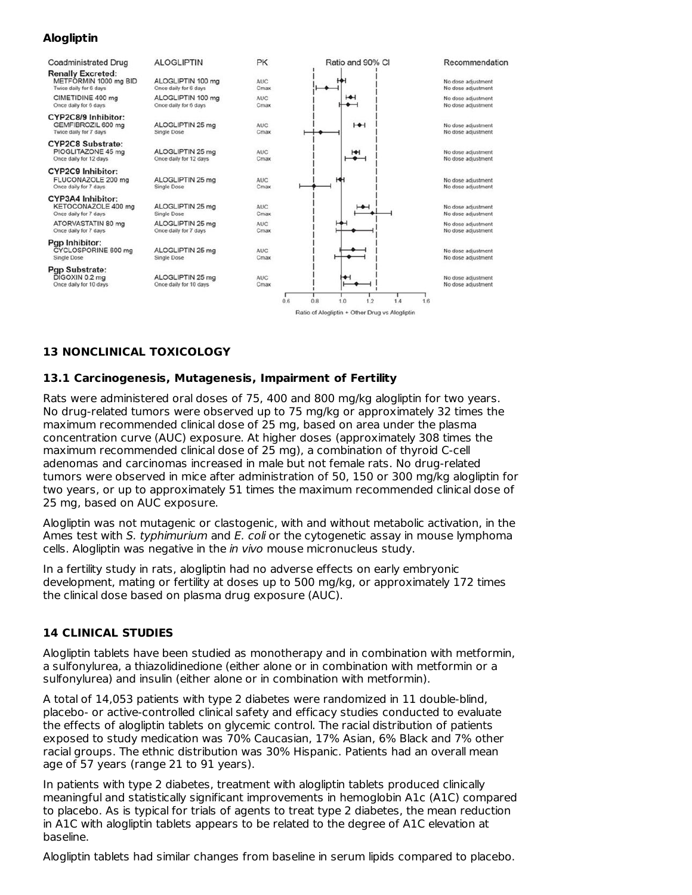**Alogliptin**

| Coadministrated Drug | ALOGLIPTIN | PK | Recommendation |
|---|---|---|---|
| **Renally Excreted:** | | | |
| METFORMIN 1000 mg BID<br>Twice daily for 6 days | ALOGLIPTIN 100 mg<br>Once daily for 6 days | AUC<br>Cmax | No dose adjustment<br>No dose adjustment |
| CIMETIDINE 400 mg<br>Once daily for 6 days | ALOGLIPTIN 100 mg<br>Once daily for 6 days | AUC<br>Cmax | No dose adjustment<br>No dose adjustment |
| **CYP2C8/9 Inhibitor:** | | | |
| GEMFIBROZIL 600 mg<br>Twice daily for 7 days | ALOGLIPTIN 25 mg<br>Single Dose | AUC<br>Cmax | No dose adjustment<br>No dose adjustment |
| **CYP2C8 Substrate:** | | | |
| PIOGLITAZONE 45 mg<br>Once daily for 12 days | ALOGLIPTIN 25 mg<br>Once daily for 12 days | AUC<br>Cmax | No dose adjustment<br>No dose adjustment |
| **CYP2C9 Inhibitor:** | | | |
| FLUCONAZOLE 200 mg<br>Once daily for 7 days | ALOGLIPTIN 25 mg<br>Single Dose | AUC<br>Cmax | No dose adjustment<br>No dose adjustment |
| **CYP3A4 Inhibitor:** | | | |
| KETOCONAZOLE 400 mg<br>Once daily for 7 days | ALOGLIPTIN 25 mg<br>Single Dose | AUC<br>Cmax | No dose adjustment<br>No dose adjustment |
| ATORVASTATIN 80 mg<br>Once daily for 7 days | ALOGLIPTIN 25 mg<br>Once daily for 7 days | AUC<br>Cmax | No dose adjustment<br>No dose adjustment |
| **Pgp Inhibitor:** | | | |
| CYCLOSPORINE 600 mg<br>Single Dose | ALOGLIPTIN 25 mg<br>Single Dose | AUC<br>Cmax | No dose adjustment<br>No dose adjustment |
| **Pgp Substrate:** | | | |
| DIGOXIN 0.2 mg<br>Once daily for 10 days | ALOGLIPTIN 25 mg<br>Once daily for 10 days | AUC<br>Cmax | No dose adjustment<br>No dose adjustment |

Ratio and 90% CI

Ratio of Alogliptin + Other Drug vs Alogliptin

## 13 NONCLINICAL TOXICOLOGY

### 13.1 Carcinogenesis, Mutagenesis, Impairment of Fertility

Rats were administered oral doses of 75, 400 and 800 mg/kg alogliptin for two years. No drug-related tumors were observed up to 75 mg/kg or approximately 32 times the maximum recommended clinical dose of 25 mg, based on area under the plasma concentration curve (AUC) exposure. At higher doses (approximately 308 times the maximum recommended clinical dose of 25 mg), a combination of thyroid C-cell adenomas and carcinomas increased in male but not female rats. No drug-related tumors were observed in mice after administration of 50, 150 or 300 mg/kg alogliptin for two years, or up to approximately 51 times the maximum recommended clinical dose of 25 mg, based on AUC exposure.

Alogliptin was not mutagenic or clastogenic, with and without metabolic activation, in the Ames test with *S. typhimurium* and *E. coli* or the cytogenetic assay in mouse lymphoma cells. Alogliptin was negative in the *in vivo* mouse micronucleus study.

In a fertility study in rats, alogliptin had no adverse effects on early embryonic development, mating or fertility at doses up to 500 mg/kg, or approximately 172 times the clinical dose based on plasma drug exposure (AUC).

## 14 CLINICAL STUDIES

Alogliptin tablets have been studied as monotherapy and in combination with metformin, a sulfonylurea, a thiazolidinedione (either alone or in combination with metformin or a sulfonylurea) and insulin (either alone or in combination with metformin).

A total of 14,053 patients with type 2 diabetes were randomized in 11 double-blind, placebo- or active-controlled clinical safety and efficacy studies conducted to evaluate the effects of alogliptin tablets on glycemic control. The racial distribution of patients exposed to study medication was 70% Caucasian, 17% Asian, 6% Black and 7% other racial groups. The ethnic distribution was 30% Hispanic. Patients had an overall mean age of 57 years (range 21 to 91 years).

In patients with type 2 diabetes, treatment with alogliptin tablets produced clinically meaningful and statistically significant improvements in hemoglobin A1c (A1C) compared to placebo. As is typical for trials of agents to treat type 2 diabetes, the mean reduction in A1C with alogliptin tablets appears to be related to the degree of A1C elevation at baseline.

Alogliptin tablets had similar changes from baseline in serum lipids compared to placebo.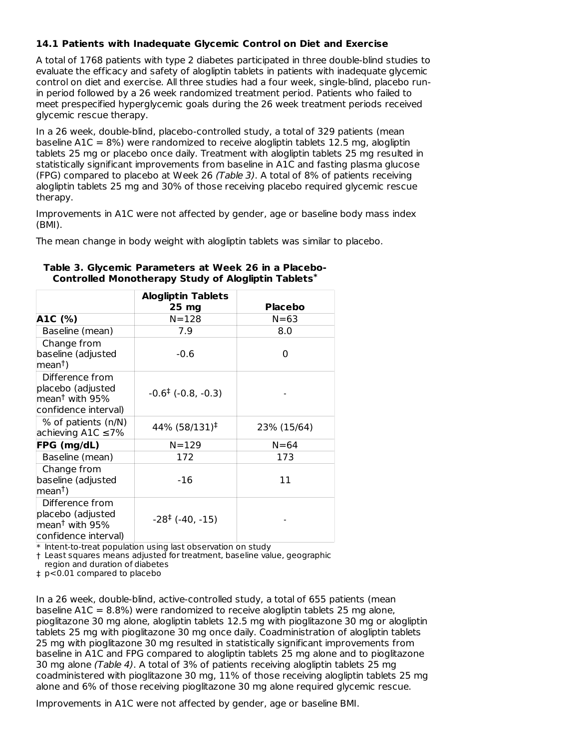### 14.1 Patients with Inadequate Glycemic Control on Diet and Exercise

A total of 1768 patients with type 2 diabetes participated in three double-blind studies to evaluate the efficacy and safety of alogliptin tablets in patients with inadequate glycemic control on diet and exercise. All three studies had a four week, single-blind, placebo run-in period followed by a 26 week randomized treatment period. Patients who failed to meet prespecified hyperglycemic goals during the 26 week treatment periods received glycemic rescue therapy.

In a 26 week, double-blind, placebo-controlled study, a total of 329 patients (mean baseline A1C = 8%) were randomized to receive alogliptin tablets 12.5 mg, alogliptin tablets 25 mg or placebo once daily. Treatment with alogliptin tablets 25 mg resulted in statistically significant improvements from baseline in A1C and fasting plasma glucose (FPG) compared to placebo at Week 26 *(Table 3)*. A total of 8% of patients receiving alogliptin tablets 25 mg and 30% of those receiving placebo required glycemic rescue therapy.

Improvements in A1C were not affected by gender, age or baseline body mass index (BMI).

The mean change in body weight with alogliptin tablets was similar to placebo.

**Table 3. Glycemic Parameters at Week 26 in a Placebo-Controlled Monotherapy Study of Alogliptin Tablets***

| | Alogliptin Tablets 25 mg | Placebo |
|---|---|---|
| **A1C (%)** | N=128 | N=63 |
| Baseline (mean) | 7.9 | 8.0 |
| Change from baseline (adjusted mean†) | -0.6 | 0 |
| Difference from placebo (adjusted mean† with 95% confidence interval) | -0.6‡ (-0.8, -0.3) | - |
| % of patients (n/N) achieving A1C ≤7% | 44% (58/131)‡ | 23% (15/64) |
| **FPG (mg/dL)** | N=129 | N=64 |
| Baseline (mean) | 172 | 173 |
| Change from baseline (adjusted mean†) | -16 | 11 |
| Difference from placebo (adjusted mean† with 95% confidence interval) | -28‡ (-40, -15) | - |

\* Intent-to-treat population using last observation on study

† Least squares means adjusted for treatment, baseline value, geographic region and duration of diabetes

‡ $p<0.01$ compared to placebo

In a 26 week, double-blind, active-controlled study, a total of 655 patients (mean baseline A1C = 8.8%) were randomized to receive alogliptin tablets 25 mg alone, pioglitazone 30 mg alone, alogliptin tablets 12.5 mg with pioglitazone 30 mg or alogliptin tablets 25 mg with pioglitazone 30 mg once daily. Coadministration of alogliptin tablets 25 mg with pioglitazone 30 mg resulted in statistically significant improvements from baseline in A1C and FPG compared to alogliptin tablets 25 mg alone and to pioglitazone 30 mg alone *(Table 4)*. A total of 3% of patients receiving alogliptin tablets 25 mg coadministered with pioglitazone 30 mg, 11% of those receiving alogliptin tablets 25 mg alone and 6% of those receiving pioglitazone 30 mg alone required glycemic rescue.

Improvements in A1C were not affected by gender, age or baseline BMI.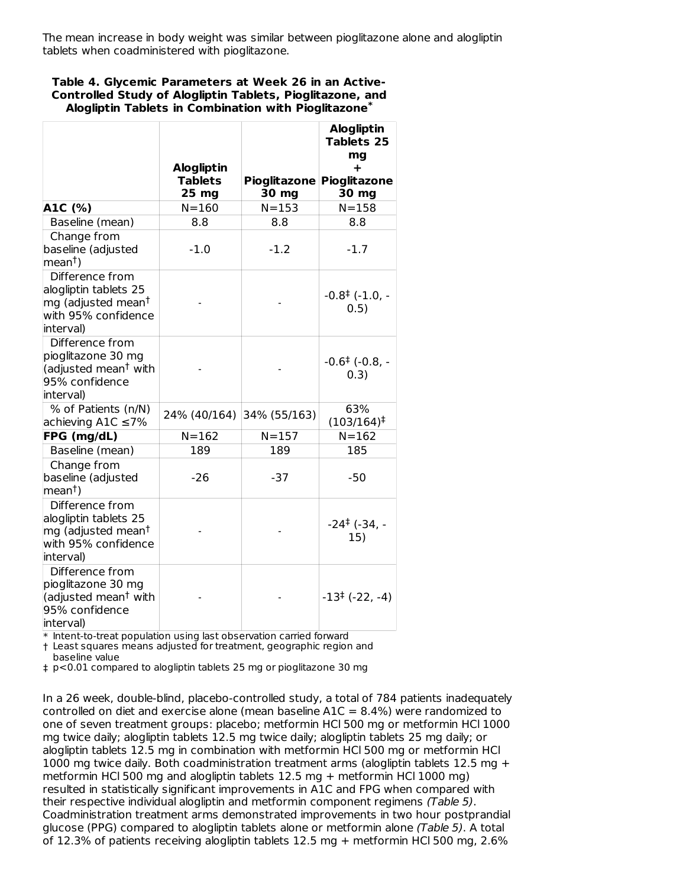The mean increase in body weight was similar between pioglitazone alone and alogliptin tablets when coadministered with pioglitazone.

**Table 4. Glycemic Parameters at Week 26 in an Active-Controlled Study of Alogliptin Tablets, Pioglitazone, and Alogliptin Tablets in Combination with Pioglitazone***

| | **Alogliptin Tablets 25 mg** | **Pioglitazone 30 mg** | **Alogliptin Tablets 25 mg + Pioglitazone 30 mg** |
|---|---|---|---|
| **A1C (%)** | N=160 | N=153 | N=158 |
| Baseline (mean) | 8.8 | 8.8 | 8.8 |
| Change from baseline (adjusted mean†) | -1.0 | -1.2 | -1.7 |
| Difference from alogliptin tablets 25 mg (adjusted mean† with 95% confidence interval) | - | - | -0.8‡ (-1.0, -0.5) |
| Difference from pioglitazone 30 mg (adjusted mean† with 95% confidence interval) | - | - | -0.6‡ (-0.8, -0.3) |
| % of Patients (n/N) achieving A1C ≤7% | 24% (40/164) | 34% (55/163) | 63% (103/164)‡ |
| **FPG (mg/dL)** | N=162 | N=157 | N=162 |
| Baseline (mean) | 189 | 189 | 185 |
| Change from baseline (adjusted mean†) | -26 | -37 | -50 |
| Difference from alogliptin tablets 25 mg (adjusted mean† with 95% confidence interval) | - | - | -24‡ (-34, -15) |
| Difference from pioglitazone 30 mg (adjusted mean† with 95% confidence interval) | - | - | -13‡ (-22, -4) |

\* Intent-to-treat population using last observation carried forward
† Least squares means adjusted for treatment, geographic region and baseline value
‡ $p<0.01$ compared to alogliptin tablets 25 mg or pioglitazone 30 mg

In a 26 week, double-blind, placebo-controlled study, a total of 784 patients inadequately controlled on diet and exercise alone (mean baseline A1C = 8.4%) were randomized to one of seven treatment groups: placebo; metformin HCl 500 mg or metformin HCl 1000 mg twice daily; alogliptin tablets 12.5 mg twice daily; alogliptin tablets 25 mg daily; or alogliptin tablets 12.5 mg in combination with metformin HCl 500 mg or metformin HCl 1000 mg twice daily. Both coadministration treatment arms (alogliptin tablets 12.5 mg + metformin HCl 500 mg and alogliptin tablets 12.5 mg + metformin HCl 1000 mg) resulted in statistically significant improvements in A1C and FPG when compared with their respective individual alogliptin and metformin component regimens *(Table 5)*. Coadministration treatment arms demonstrated improvements in two hour postprandial glucose (PPG) compared to alogliptin tablets alone or metformin alone *(Table 5)*. A total of 12.3% of patients receiving alogliptin tablets 12.5 mg + metformin HCl 500 mg, 2.6%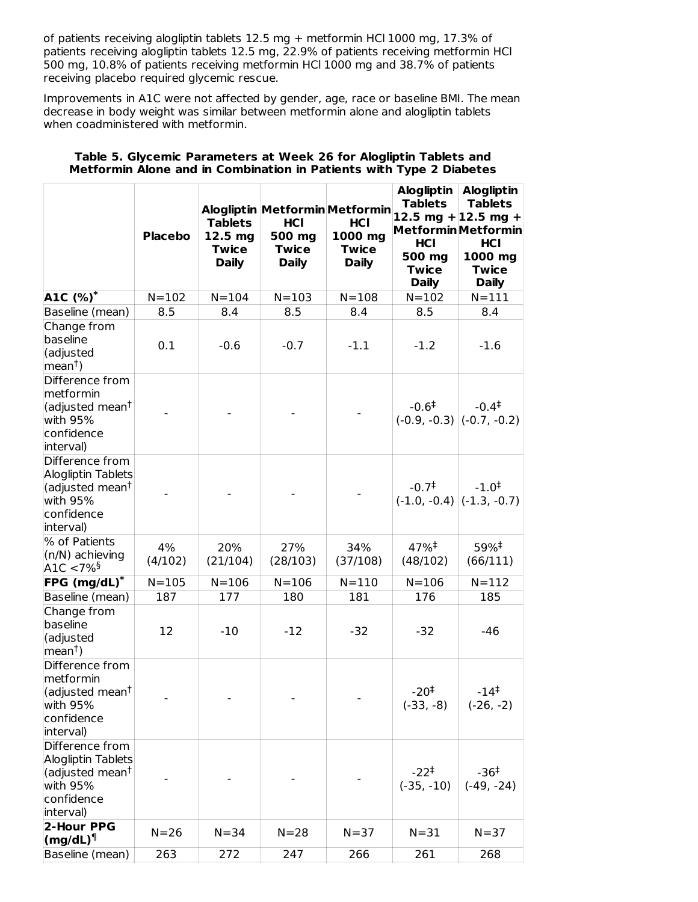of patients receiving alogliptin tablets 12.5 mg + metformin HCl 1000 mg, 17.3% of patients receiving alogliptin tablets 12.5 mg, 22.9% of patients receiving metformin HCl 500 mg, 10.8% of patients receiving metformin HCl 1000 mg and 38.7% of patients receiving placebo required glycemic rescue.

Improvements in A1C were not affected by gender, age, race or baseline BMI. The mean decrease in body weight was similar between metformin alone and alogliptin tablets when coadministered with metformin.

**Table 5. Glycemic Parameters at Week 26 for Alogliptin Tablets and Metformin Alone and in Combination in Patients with Type 2 Diabetes**

| | Placebo | Alogliptin Tablets 12.5 mg Twice Daily | Metformin HCl 500 mg Twice Daily | Metformin HCl 1000 mg Twice Daily | Alogliptin Tablets 12.5 mg + Metformin HCl 500 mg Twice Daily | Alogliptin Tablets 12.5 mg + Metformin HCl 1000 mg Twice Daily |
|---|---|---|---|---|---|---|
| **A1C (%)*** | N=102 | N=104 | N=103 | N=108 | N=102 | N=111 |
| Baseline (mean) | 8.5 | 8.4 | 8.5 | 8.4 | 8.5 | 8.4 |
| Change from baseline (adjusted mean†) | 0.1 | -0.6 | -0.7 | -1.1 | -1.2 | -1.6 |
| Difference from metformin (adjusted mean† with 95% confidence interval) | - | - | - | - | -0.6‡ (-0.9, -0.3) | -0.4‡ (-0.7, -0.2) |
| Difference from Alogliptin Tablets (adjusted mean† with 95% confidence interval) | - | - | - | - | -0.7‡ (-1.0, -0.4) | -1.0‡ (-1.3, -0.7) |
| % of Patients (n/N) achieving A1C <7%§ | 4% (4/102) | 20% (21/104) | 27% (28/103) | 34% (37/108) | 47%‡ (48/102) | 59%‡ (66/111) |
| **FPG (mg/dL)*** | N=105 | N=106 | N=106 | N=110 | N=106 | N=112 |
| Baseline (mean) | 187 | 177 | 180 | 181 | 176 | 185 |
| Change from baseline (adjusted mean†) | 12 | -10 | -12 | -32 | -32 | -46 |
| Difference from metformin (adjusted mean† with 95% confidence interval) | - | - | - | - | -20‡ (-33, -8) | -14‡ (-26, -2) |
| Difference from Alogliptin Tablets (adjusted mean† with 95% confidence interval) | - | - | - | - | -22‡ (-35, -10) | -36‡ (-49, -24) |
| **2-Hour PPG (mg/dL)¶** | N=26 | N=34 | N=28 | N=37 | N=31 | N=37 |
| Baseline (mean) | 263 | 272 | 247 | 266 | 261 | 268 |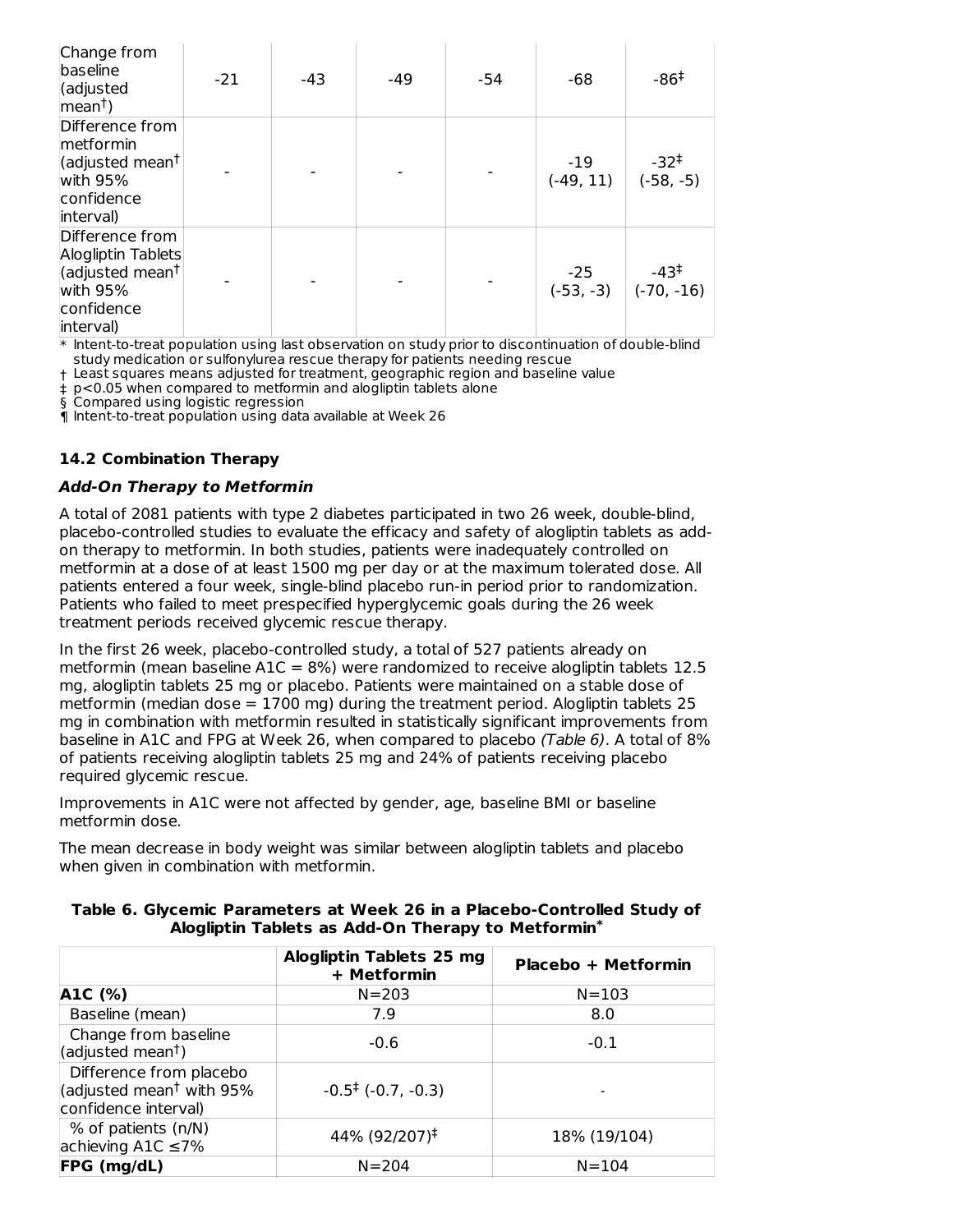| Change from baseline (adjusted mean†) | -21 | -43 | -49 | -54 | -68 | -86‡ |
|---|---|---|---|---|---|---|
| Difference from metformin (adjusted mean† with 95% confidence interval) | - | - | - | - | -19 (-49, 11) | -32‡ (-58, -5) |
| Difference from Alogliptin Tablets (adjusted mean† with 95% confidence interval) | - | - | - | - | -25 (-53, -3) | -43‡ (-70, -16) |

\* Intent-to-treat population using last observation on study prior to discontinuation of double-blind study medication or sulfonylurea rescue therapy for patients needing rescue
† Least squares means adjusted for treatment, geographic region and baseline value
‡ $p<0.05$ when compared to metformin and alogliptin tablets alone
§ Compared using logistic regression
¶ Intent-to-treat population using data available at Week 26

### 14.2 Combination Therapy

***Add-On Therapy to Metformin***

A total of 2081 patients with type 2 diabetes participated in two 26 week, double-blind, placebo-controlled studies to evaluate the efficacy and safety of alogliptin tablets as add-on therapy to metformin. In both studies, patients were inadequately controlled on metformin at a dose of at least 1500 mg per day or at the maximum tolerated dose. All patients entered a four week, single-blind placebo run-in period prior to randomization. Patients who failed to meet prespecified hyperglycemic goals during the 26 week treatment periods received glycemic rescue therapy.

In the first 26 week, placebo-controlled study, a total of 527 patients already on metformin (mean baseline A1C = 8%) were randomized to receive alogliptin tablets 12.5 mg, alogliptin tablets 25 mg or placebo. Patients were maintained on a stable dose of metformin (median dose = 1700 mg) during the treatment period. Alogliptin tablets 25 mg in combination with metformin resulted in statistically significant improvements from baseline in A1C and FPG at Week 26, when compared to placebo *(Table 6)*. A total of 8% of patients receiving alogliptin tablets 25 mg and 24% of patients receiving placebo required glycemic rescue.

Improvements in A1C were not affected by gender, age, baseline BMI or baseline metformin dose.

The mean decrease in body weight was similar between alogliptin tablets and placebo when given in combination with metformin.

**Table 6. Glycemic Parameters at Week 26 in a Placebo-Controlled Study of Alogliptin Tablets as Add-On Therapy to Metformin\***

| | Alogliptin Tablets 25 mg + Metformin | Placebo + Metformin |
|---|---|---|
| **A1C (%)** | N=203 | N=103 |
| Baseline (mean) | 7.9 | 8.0 |
| Change from baseline (adjusted mean†) | -0.6 | -0.1 |
| Difference from placebo (adjusted mean† with 95% confidence interval) | -0.5‡ (-0.7, -0.3) | - |
| % of patients (n/N) achieving A1C ≤7% | 44% (92/207)‡ | 18% (19/104) |
| **FPG (mg/dL)** | N=204 | N=104 |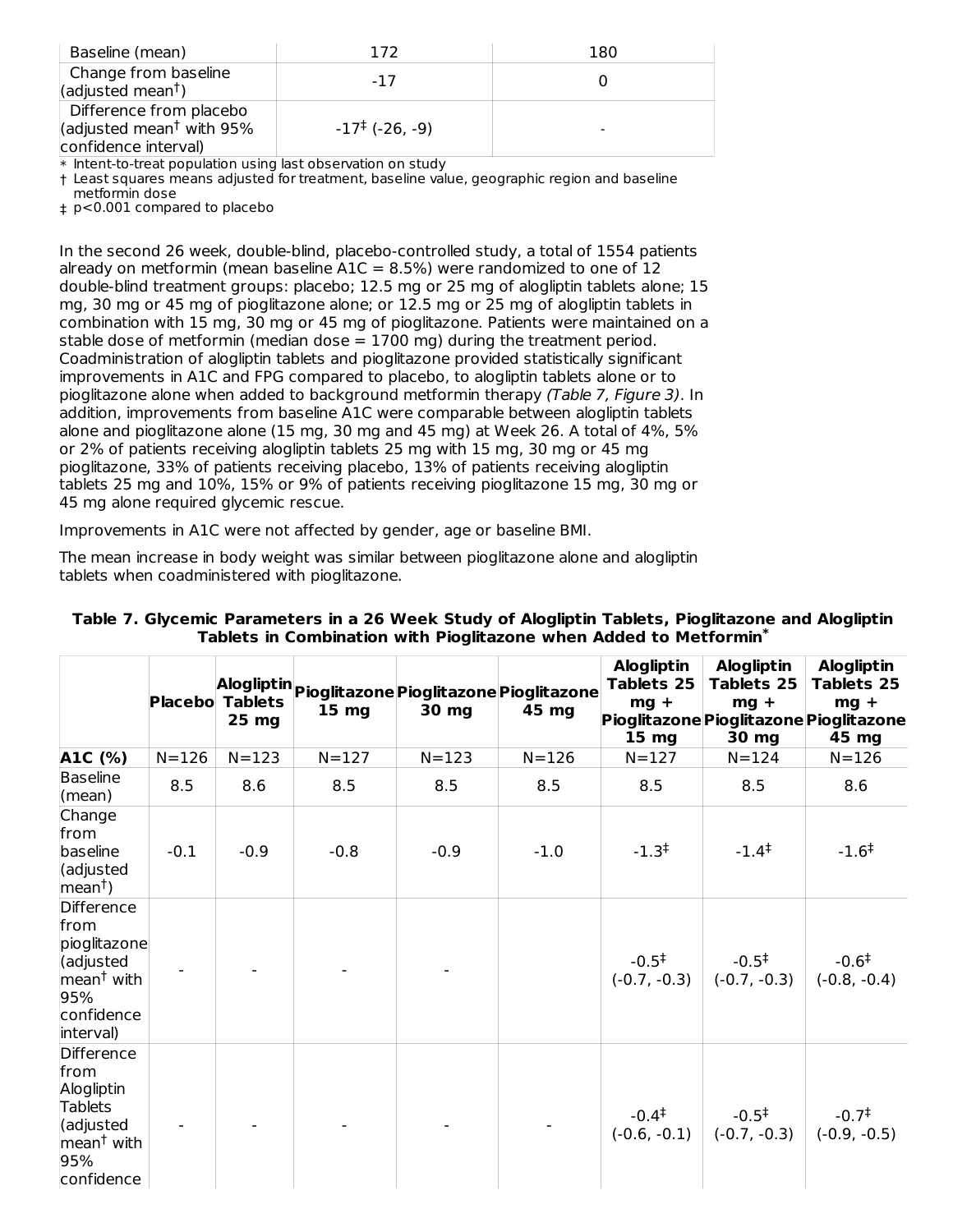| | | |
|---|---|---|
| Baseline (mean) | 172 | 180 |
| Change from baseline (adjusted mean†) | -17 | 0 |
| Difference from placebo (adjusted mean† with 95% confidence interval) | -17‡ (-26, -9) | - |

∗ Intent-to-treat population using last observation on study

† Least squares means adjusted for treatment, baseline value, geographic region and baseline metformin dose

‡ p<0.001 compared to placebo

In the second 26 week, double-blind, placebo-controlled study, a total of 1554 patients already on metformin (mean baseline A1C = 8.5%) were randomized to one of 12 double-blind treatment groups: placebo; 12.5 mg or 25 mg of alogliptin tablets alone; 15 mg, 30 mg or 45 mg of pioglitazone alone; or 12.5 mg or 25 mg of alogliptin tablets in combination with 15 mg, 30 mg or 45 mg of pioglitazone. Patients were maintained on a stable dose of metformin (median dose = 1700 mg) during the treatment period. Coadministration of alogliptin tablets and pioglitazone provided statistically significant improvements in A1C and FPG compared to placebo, to alogliptin tablets alone or to pioglitazone alone when added to background metformin therapy *(Table 7, Figure 3)*. In addition, improvements from baseline A1C were comparable between alogliptin tablets alone and pioglitazone alone (15 mg, 30 mg and 45 mg) at Week 26. A total of 4%, 5% or 2% of patients receiving alogliptin tablets 25 mg with 15 mg, 30 mg or 45 mg pioglitazone, 33% of patients receiving placebo, 13% of patients receiving alogliptin tablets 25 mg and 10%, 15% or 9% of patients receiving pioglitazone 15 mg, 30 mg or 45 mg alone required glycemic rescue.

Improvements in A1C were not affected by gender, age or baseline BMI.

The mean increase in body weight was similar between pioglitazone alone and alogliptin tablets when coadministered with pioglitazone.

**Table 7. Glycemic Parameters in a 26 Week Study of Alogliptin Tablets, Pioglitazone and Alogliptin Tablets in Combination with Pioglitazone when Added to Metformin***

| | Placebo | Alogliptin Tablets 25 mg | Pioglitazone 15 mg | Pioglitazone 30 mg | Pioglitazone 45 mg | Alogliptin Tablets 25 mg + Pioglitazone 15 mg | Alogliptin Tablets 25 mg + Pioglitazone 30 mg | Alogliptin Tablets 25 mg + Pioglitazone 45 mg |
|---|---|---|---|---|---|---|---|---|
| **A1C (%)** | N=126 | N=123 | N=127 | N=123 | N=126 | N=127 | N=124 | N=126 |
| Baseline (mean) | 8.5 | 8.6 | 8.5 | 8.5 | 8.5 | 8.5 | 8.5 | 8.6 |
| Change from baseline (adjusted mean†) | -0.1 | -0.9 | -0.8 | -0.9 | -1.0 | -1.3‡ | -1.4‡ | -1.6‡ |
| Difference from pioglitazone (adjusted mean† with 95% confidence interval) | - | - | - | - | | -0.5‡ (-0.7, -0.3) | -0.5‡ (-0.7, -0.3) | -0.6‡ (-0.8, -0.4) |
| Difference from Alogliptin Tablets (adjusted mean† with 95% confidence | - | - | - | - | - | -0.4‡ (-0.6, -0.1) | -0.5‡ (-0.7, -0.3) | -0.7‡ (-0.9, -0.5) |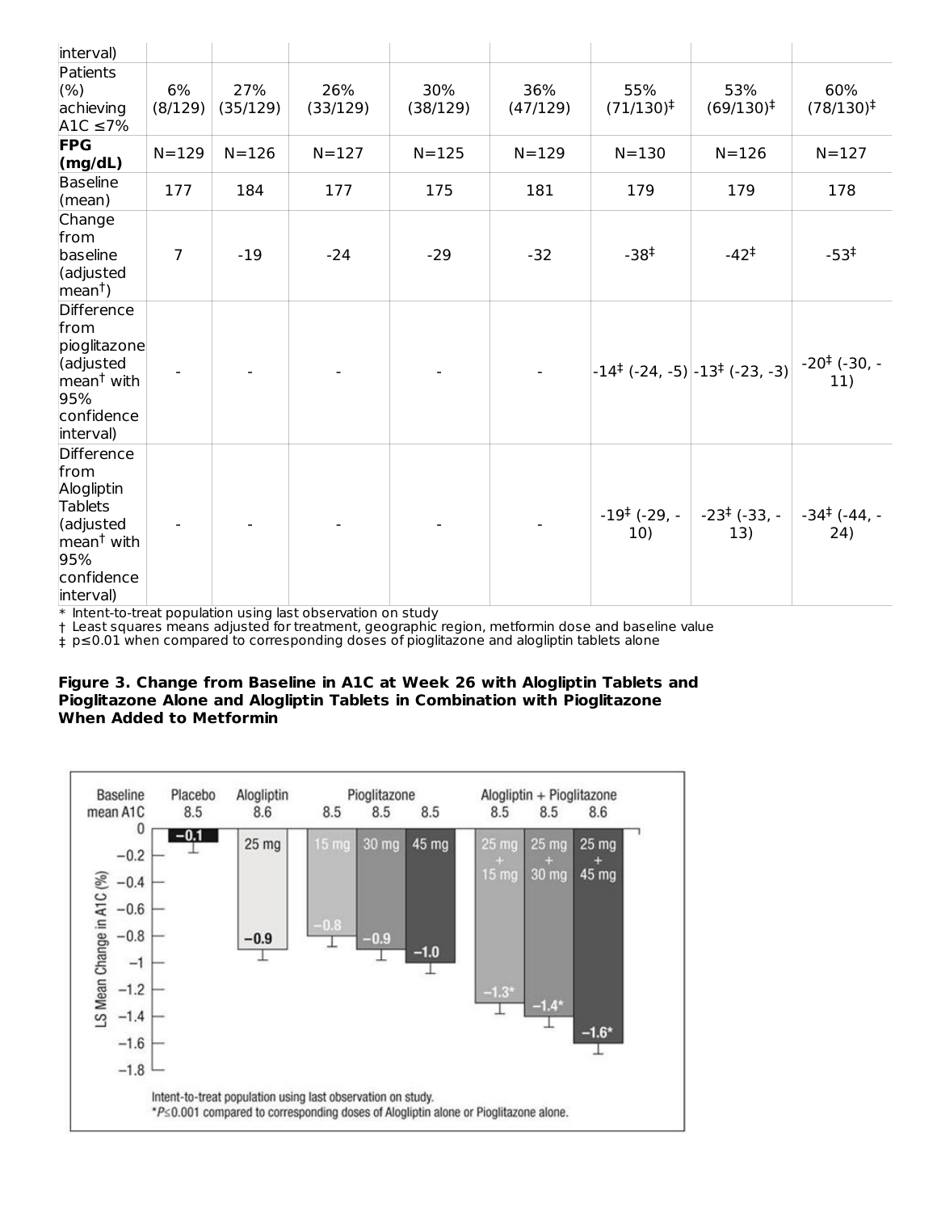| interval) | | | | | | | | |
|---|---|---|---|---|---|---|---|---|
| Patients (%) achieving A1C ≤7% | 6% (8/129) | 27% (35/129) | 26% (33/129) | 30% (38/129) | 36% (47/129) | 55% (71/130)‡ | 53% (69/130)‡ | 60% (78/130)‡ |
| **FPG (mg/dL)** | N=129 | N=126 | N=127 | N=125 | N=129 | N=130 | N=126 | N=127 |
| Baseline (mean) | 177 | 184 | 177 | 175 | 181 | 179 | 179 | 178 |
| Change from baseline (adjusted mean†) | 7 | -19 | -24 | -29 | -32 | -38‡ | -42‡ | -53‡ |
| Difference from pioglitazone (adjusted mean† with 95% confidence interval) | - | - | - | - | - | -14‡ (-24, -5) | -13‡ (-23, -3) | -20‡ (-30, -11) |
| Difference from Alogliptin Tablets (adjusted mean† with 95% confidence interval) | - | - | - | - | - | -19‡ (-29, -10) | -23‡ (-33, -13) | -34‡ (-44, -24) |

\* Intent-to-treat population using last observation on study

† Least squares means adjusted for treatment, geographic region, metformin dose and baseline value

‡ p≤0.01 when compared to corresponding doses of pioglitazone and alogliptin tablets alone

**Figure 3. Change from Baseline in A1C at Week 26 with Alogliptin Tablets and Pioglitazone Alone and Alogliptin Tablets in Combination with Pioglitazone When Added to Metformin**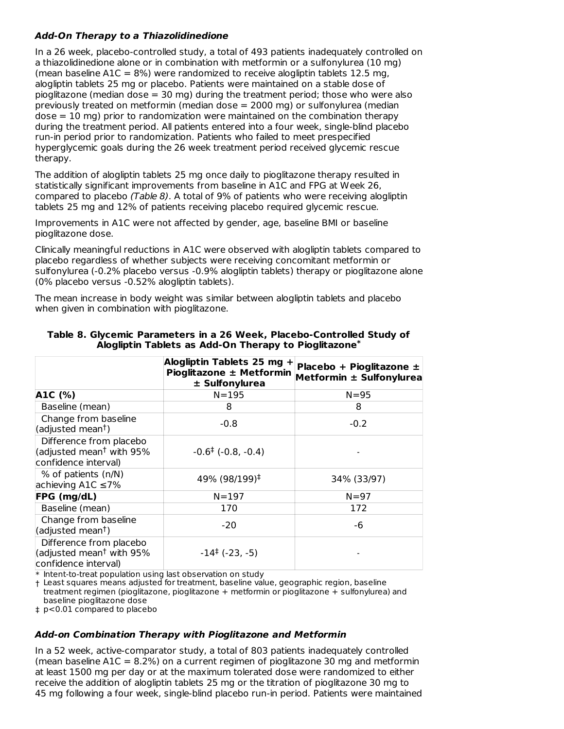### ***Add-On Therapy to a Thiazolidinedione***

In a 26 week, placebo-controlled study, a total of 493 patients inadequately controlled on a thiazolidinedione alone or in combination with metformin or a sulfonylurea (10 mg) (mean baseline A1C = 8%) were randomized to receive alogliptin tablets 12.5 mg, alogliptin tablets 25 mg or placebo. Patients were maintained on a stable dose of pioglitazone (median dose = 30 mg) during the treatment period; those who were also previously treated on metformin (median dose = 2000 mg) or sulfonylurea (median dose = 10 mg) prior to randomization were maintained on the combination therapy during the treatment period. All patients entered into a four week, single-blind placebo run-in period prior to randomization. Patients who failed to meet prespecified hyperglycemic goals during the 26 week treatment period received glycemic rescue therapy.

The addition of alogliptin tablets 25 mg once daily to pioglitazone therapy resulted in statistically significant improvements from baseline in A1C and FPG at Week 26, compared to placebo *(Table 8)*. A total of 9% of patients who were receiving alogliptin tablets 25 mg and 12% of patients receiving placebo required glycemic rescue.

Improvements in A1C were not affected by gender, age, baseline BMI or baseline pioglitazone dose.

Clinically meaningful reductions in A1C were observed with alogliptin tablets compared to placebo regardless of whether subjects were receiving concomitant metformin or sulfonylurea (-0.2% placebo versus -0.9% alogliptin tablets) therapy or pioglitazone alone (0% placebo versus -0.52% alogliptin tablets).

The mean increase in body weight was similar between alogliptin tablets and placebo when given in combination with pioglitazone.

**Table 8. Glycemic Parameters in a 26 Week, Placebo-Controlled Study of Alogliptin Tablets as Add-On Therapy to Pioglitazone***

| | Alogliptin Tablets 25 mg + Pioglitazone ± Metformin ± Sulfonylurea | Placebo + Pioglitazone ± Metformin ± Sulfonylurea |
|---|---|---|
| **A1C (%)** | N=195 | N=95 |
| Baseline (mean) | 8 | 8 |
| Change from baseline (adjusted mean†) | -0.8 | -0.2 |
| Difference from placebo (adjusted mean† with 95% confidence interval) | -0.6‡ (-0.8, -0.4) | - |
| % of patients (n/N) achieving A1C ≤7% | 49% (98/199)‡ | 34% (33/97) |
| **FPG (mg/dL)** | N=197 | N=97 |
| Baseline (mean) | 170 | 172 |
| Change from baseline (adjusted mean†) | -20 | -6 |
| Difference from placebo (adjusted mean† with 95% confidence interval) | -14‡ (-23, -5) | - |

\* Intent-to-treat population using last observation on study

† Least squares means adjusted for treatment, baseline value, geographic region, baseline treatment regimen (pioglitazone, pioglitazone + metformin or pioglitazone + sulfonylurea) and baseline pioglitazone dose

‡ p<0.01 compared to placebo

### ***Add-on Combination Therapy with Pioglitazone and Metformin***

In a 52 week, active-comparator study, a total of 803 patients inadequately controlled (mean baseline A1C = 8.2%) on a current regimen of pioglitazone 30 mg and metformin at least 1500 mg per day or at the maximum tolerated dose were randomized to either receive the addition of alogliptin tablets 25 mg or the titration of pioglitazone 30 mg to 45 mg following a four week, single-blind placebo run-in period. Patients were maintained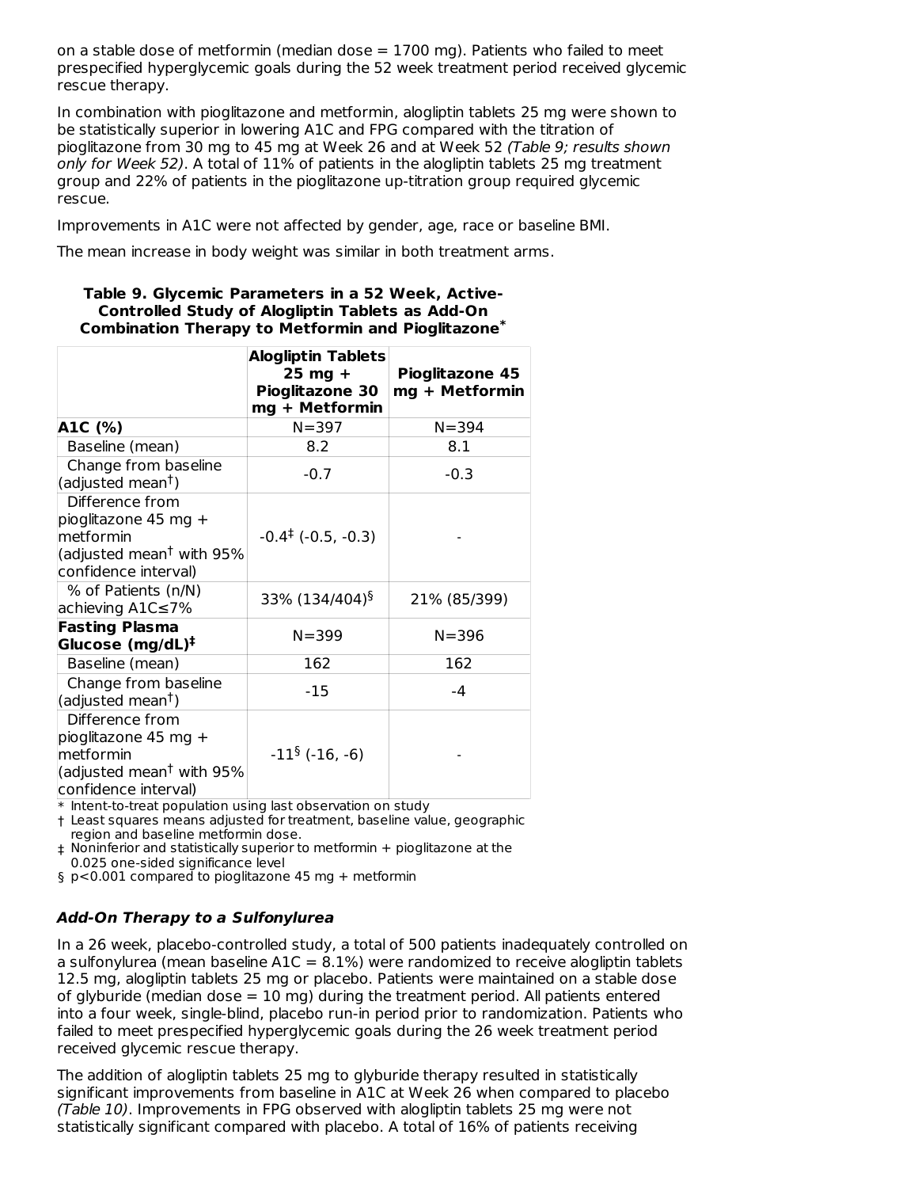on a stable dose of metformin (median dose = 1700 mg). Patients who failed to meet prespecified hyperglycemic goals during the 52 week treatment period received glycemic rescue therapy.

In combination with pioglitazone and metformin, alogliptin tablets 25 mg were shown to be statistically superior in lowering A1C and FPG compared with the titration of pioglitazone from 30 mg to 45 mg at Week 26 and at Week 52 *(Table 9; results shown only for Week 52)*. A total of 11% of patients in the alogliptin tablets 25 mg treatment group and 22% of patients in the pioglitazone up-titration group required glycemic rescue.

Improvements in A1C were not affected by gender, age, race or baseline BMI.

The mean increase in body weight was similar in both treatment arms.

**Table 9. Glycemic Parameters in a 52 Week, Active-Controlled Study of Alogliptin Tablets as Add-On Combination Therapy to Metformin and Pioglitazone***

| | Alogliptin Tablets 25 mg + Pioglitazone 30 mg + Metformin | Pioglitazone 45 mg + Metformin |
|---|---|---|
| **A1C (%)** | N=397 | N=394 |
| Baseline (mean) | 8.2 | 8.1 |
| Change from baseline (adjusted mean†) | -0.7 | -0.3 |
| Difference from pioglitazone 45 mg + metformin (adjusted mean† with 95% confidence interval) | -0.4‡ (-0.5, -0.3) | - |
| % of Patients (n/N) achieving A1C≤7% | 33% (134/404)§ | 21% (85/399) |
| **Fasting Plasma Glucose (mg/dL)‡** | N=399 | N=396 |
| Baseline (mean) | 162 | 162 |
| Change from baseline (adjusted mean†) | -15 | -4 |
| Difference from pioglitazone 45 mg + metformin (adjusted mean† with 95% confidence interval) | -11§ (-16, -6) | - |

\* Intent-to-treat population using last observation on study
† Least squares means adjusted for treatment, baseline value, geographic region and baseline metformin dose.
‡ Noninferior and statistically superior to metformin + pioglitazone at the 0.025 one-sided significance level
§ p<0.001 compared to pioglitazone 45 mg + metformin

### *Add-On Therapy to a Sulfonylurea*

In a 26 week, placebo-controlled study, a total of 500 patients inadequately controlled on a sulfonylurea (mean baseline A1C = 8.1%) were randomized to receive alogliptin tablets 12.5 mg, alogliptin tablets 25 mg or placebo. Patients were maintained on a stable dose of glyburide (median dose = 10 mg) during the treatment period. All patients entered into a four week, single-blind, placebo run-in period prior to randomization. Patients who failed to meet prespecified hyperglycemic goals during the 26 week treatment period received glycemic rescue therapy.

The addition of alogliptin tablets 25 mg to glyburide therapy resulted in statistically significant improvements from baseline in A1C at Week 26 when compared to placebo *(Table 10)*. Improvements in FPG observed with alogliptin tablets 25 mg were not statistically significant compared with placebo. A total of 16% of patients receiving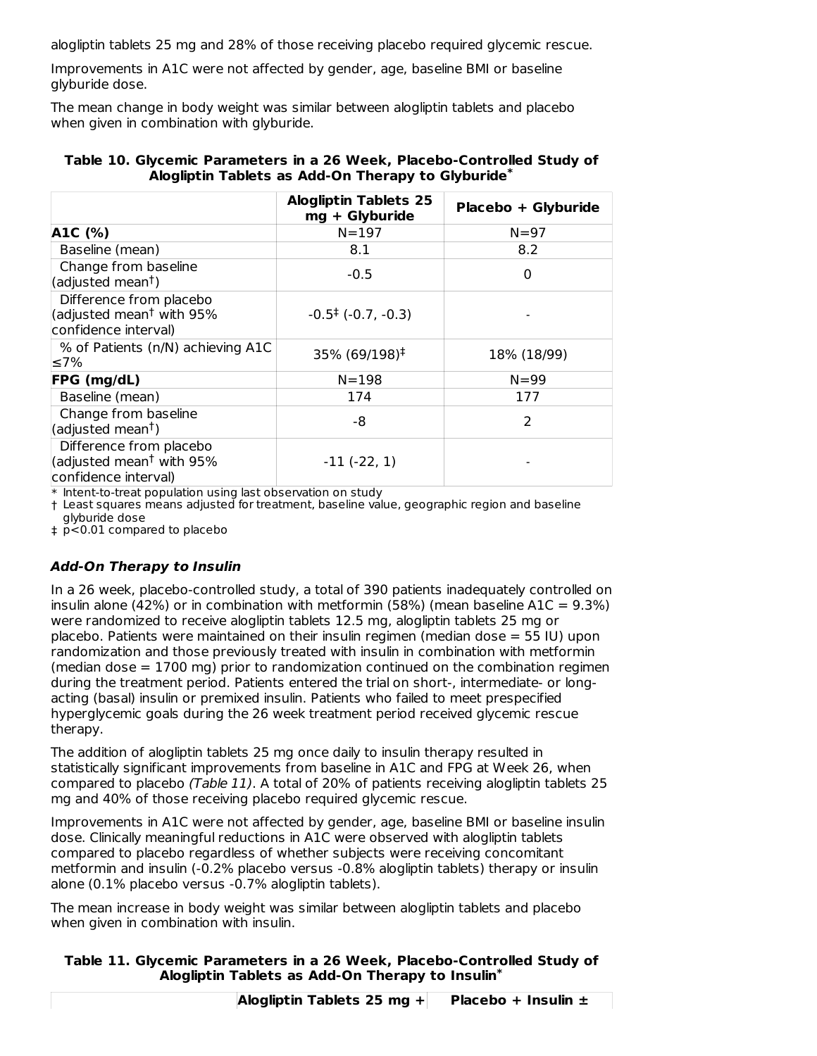alogliptin tablets 25 mg and 28% of those receiving placebo required glycemic rescue.

Improvements in A1C were not affected by gender, age, baseline BMI or baseline glyburide dose.

The mean change in body weight was similar between alogliptin tablets and placebo when given in combination with glyburide.

**Table 10. Glycemic Parameters in a 26 Week, Placebo-Controlled Study of Alogliptin Tablets as Add-On Therapy to Glyburide***

| | Alogliptin Tablets 25 mg + Glyburide | Placebo + Glyburide |
|---|---|---|
| **A1C (%)** | N=197 | N=97 |
| Baseline (mean) | 8.1 | 8.2 |
| Change from baseline (adjusted mean†) | -0.5 | 0 |
| Difference from placebo (adjusted mean† with 95% confidence interval) | -0.5‡ (-0.7, -0.3) | - |
| % of Patients (n/N) achieving A1C ≤7% | 35% (69/198)‡ | 18% (18/99) |
| **FPG (mg/dL)** | N=198 | N=99 |
| Baseline (mean) | 174 | 177 |
| Change from baseline (adjusted mean†) | -8 | 2 |
| Difference from placebo (adjusted mean† with 95% confidence interval) | -11 (-22, 1) | - |

\* Intent-to-treat population using last observation on study
† Least squares means adjusted for treatment, baseline value, geographic region and baseline glyburide dose
‡ p<0.01 compared to placebo

### *Add-On Therapy to Insulin*

In a 26 week, placebo-controlled study, a total of 390 patients inadequately controlled on insulin alone (42%) or in combination with metformin (58%) (mean baseline A1C = 9.3%) were randomized to receive alogliptin tablets 12.5 mg, alogliptin tablets 25 mg or placebo. Patients were maintained on their insulin regimen (median dose = 55 IU) upon randomization and those previously treated with insulin in combination with metformin (median dose = 1700 mg) prior to randomization continued on the combination regimen during the treatment period. Patients entered the trial on short-, intermediate- or long-acting (basal) insulin or premixed insulin. Patients who failed to meet prespecified hyperglycemic goals during the 26 week treatment period received glycemic rescue therapy.

The addition of alogliptin tablets 25 mg once daily to insulin therapy resulted in statistically significant improvements from baseline in A1C and FPG at Week 26, when compared to placebo *(Table 11)*. A total of 20% of patients receiving alogliptin tablets 25 mg and 40% of those receiving placebo required glycemic rescue.

Improvements in A1C were not affected by gender, age, baseline BMI or baseline insulin dose. Clinically meaningful reductions in A1C were observed with alogliptin tablets compared to placebo regardless of whether subjects were receiving concomitant metformin and insulin (-0.2% placebo versus -0.8% alogliptin tablets) therapy or insulin alone (0.1% placebo versus -0.7% alogliptin tablets).

The mean increase in body weight was similar between alogliptin tablets and placebo when given in combination with insulin.

**Table 11. Glycemic Parameters in a 26 Week, Placebo-Controlled Study of Alogliptin Tablets as Add-On Therapy to Insulin***

| | Alogliptin Tablets 25 mg + | Placebo + Insulin ± |
|---|---|---|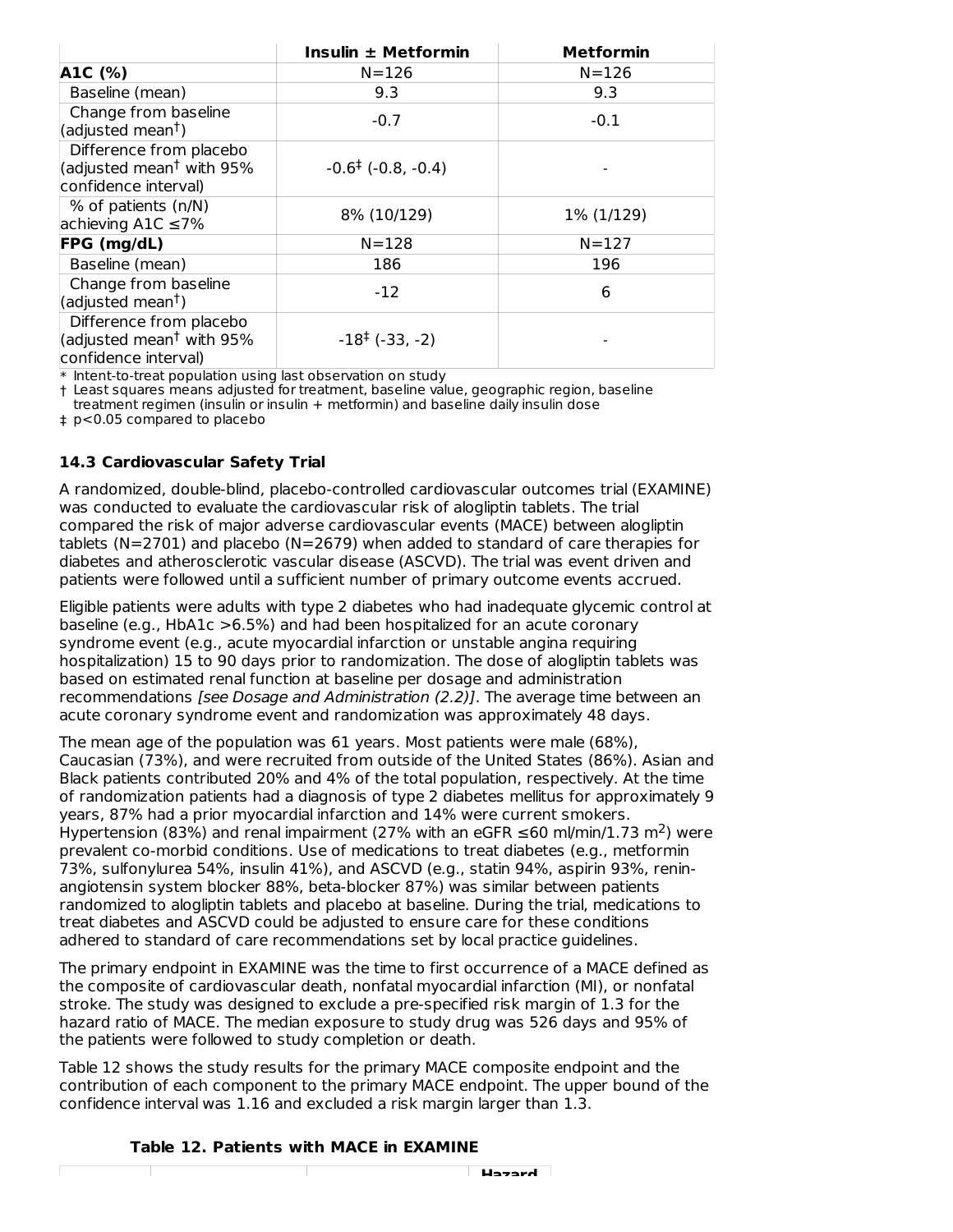| | Insulin ± Metformin | Metformin |
|---|---|---|
| **A1C (%)** | N=126 | N=126 |
| Baseline (mean) | 9.3 | 9.3 |
| Change from baseline (adjusted mean†) | -0.7 | -0.1 |
| Difference from placebo (adjusted mean† with 95% confidence interval) | -0.6‡ (-0.8, -0.4) | - |
| % of patients (n/N) achieving A1C ≤7% | 8% (10/129) | 1% (1/129) |
| **FPG (mg/dL)** | N=128 | N=127 |
| Baseline (mean) | 186 | 196 |
| Change from baseline (adjusted mean†) | -12 | 6 |
| Difference from placebo (adjusted mean† with 95% confidence interval) | -18‡ (-33, -2) | - |

\* Intent-to-treat population using last observation on study
† Least squares means adjusted for treatment, baseline value, geographic region, baseline treatment regimen (insulin or insulin + metformin) and baseline daily insulin dose
‡ $p<0.05$ compared to placebo

### 14.3 Cardiovascular Safety Trial

A randomized, double-blind, placebo-controlled cardiovascular outcomes trial (EXAMINE) was conducted to evaluate the cardiovascular risk of alogliptin tablets. The trial compared the risk of major adverse cardiovascular events (MACE) between alogliptin tablets (N=2701) and placebo (N=2679) when added to standard of care therapies for diabetes and atherosclerotic vascular disease (ASCVD). The trial was event driven and patients were followed until a sufficient number of primary outcome events accrued.

Eligible patients were adults with type 2 diabetes who had inadequate glycemic control at baseline (e.g., HbA1c >6.5%) and had been hospitalized for an acute coronary syndrome event (e.g., acute myocardial infarction or unstable angina requiring hospitalization) 15 to 90 days prior to randomization. The dose of alogliptin tablets was based on estimated renal function at baseline per dosage and administration recommendations *[see Dosage and Administration (2.2)]*. The average time between an acute coronary syndrome event and randomization was approximately 48 days.

The mean age of the population was 61 years. Most patients were male (68%), Caucasian (73%), and were recruited from outside of the United States (86%). Asian and Black patients contributed 20% and 4% of the total population, respectively. At the time of randomization patients had a diagnosis of type 2 diabetes mellitus for approximately 9 years, 87% had a prior myocardial infarction and 14% were current smokers. Hypertension (83%) and renal impairment (27% with an eGFR ≤60 ml/min/1.73 $m^2$) were prevalent co-morbid conditions. Use of medications to treat diabetes (e.g., metformin 73%, sulfonylurea 54%, insulin 41%), and ASCVD (e.g., statin 94%, aspirin 93%, renin-angiotensin system blocker 88%, beta-blocker 87%) was similar between patients randomized to alogliptin tablets and placebo at baseline. During the trial, medications to treat diabetes and ASCVD could be adjusted to ensure care for these conditions adhered to standard of care recommendations set by local practice guidelines.

The primary endpoint in EXAMINE was the time to first occurrence of a MACE defined as the composite of cardiovascular death, nonfatal myocardial infarction (MI), or nonfatal stroke. The study was designed to exclude a pre-specified risk margin of 1.3 for the hazard ratio of MACE. The median exposure to study drug was 526 days and 95% of the patients were followed to study completion or death.

Table 12 shows the study results for the primary MACE composite endpoint and the contribution of each component to the primary MACE endpoint. The upper bound of the confidence interval was 1.16 and excluded a risk margin larger than 1.3.

**Table 12. Patients with MACE in EXAMINE**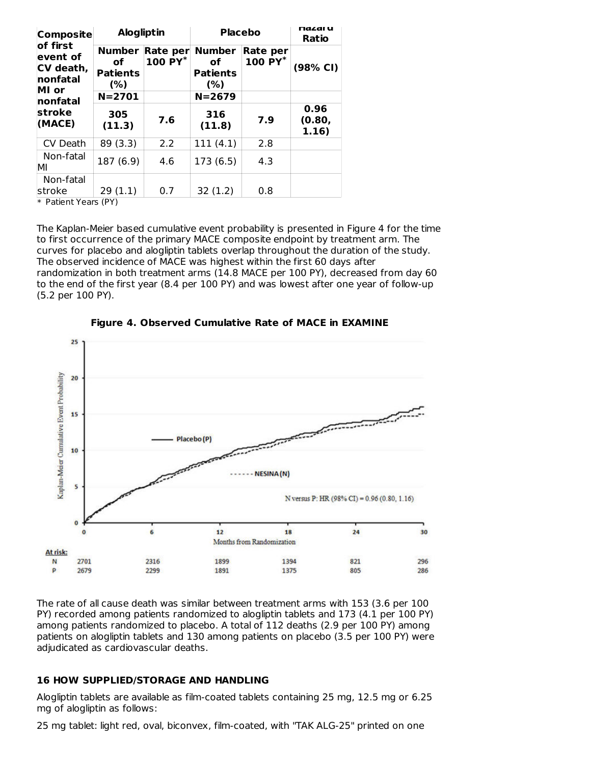| Composite of first event of CV death, nonfatal MI or nonfatal stroke (MACE) | Alogliptin | | Placebo | | Hazard Ratio |
|---|---|---|---|---|---|
| | Number of Patients (%) | Rate per 100 PY* | Number of Patients (%) | Rate per 100 PY* | (98% CI) |
| | N=2701 | | N=2679 | | |
| | 305 (11.3) | 7.6 | 316 (11.8) | 7.9 | 0.96 (0.80, 1.16) |
| CV Death | 89 (3.3) | 2.2 | 111 (4.1) | 2.8 | |
| Non-fatal MI | 187 (6.9) | 4.6 | 173 (6.5) | 4.3 | |
| Non-fatal stroke | 29 (1.1) | 0.7 | 32 (1.2) | 0.8 | |

* Patient Years (PY)

The Kaplan-Meier based cumulative event probability is presented in Figure 4 for the time to first occurrence of the primary MACE composite endpoint by treatment arm. The curves for placebo and alogliptin tablets overlap throughout the duration of the study. The observed incidence of MACE was highest within the first 60 days after randomization in both treatment arms (14.8 MACE per 100 PY), decreased from day 60 to the end of the first year (8.4 per 100 PY) and was lowest after one year of follow-up (5.2 per 100 PY).

**Figure 4. Observed Cumulative Rate of MACE in EXAMINE**

The rate of all cause death was similar between treatment arms with 153 (3.6 per 100 PY) recorded among patients randomized to alogliptin tablets and 173 (4.1 per 100 PY) among patients randomized to placebo. A total of 112 deaths (2.9 per 100 PY) among patients on alogliptin tablets and 130 among patients on placebo (3.5 per 100 PY) were adjudicated as cardiovascular deaths.

## 16 HOW SUPPLIED/STORAGE AND HANDLING

Alogliptin tablets are available as film-coated tablets containing 25 mg, 12.5 mg or 6.25 mg of alogliptin as follows:

25 mg tablet: light red, oval, biconvex, film-coated, with "TAK ALG-25" printed on one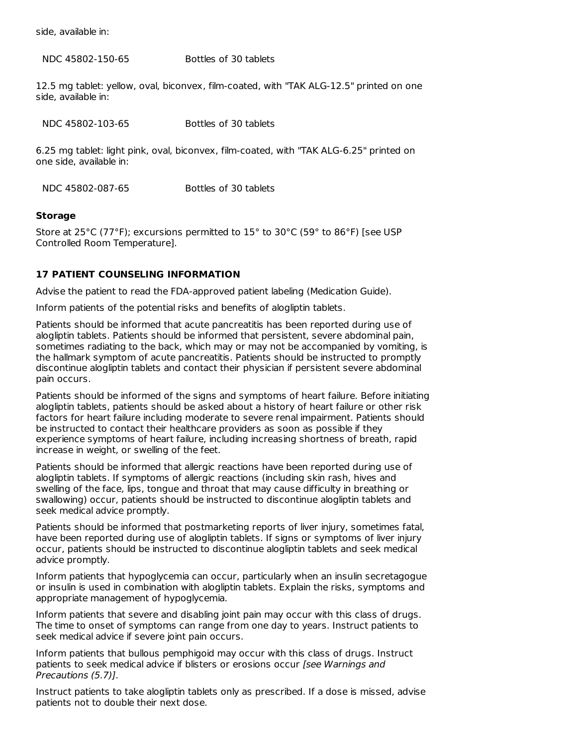side, available in:

| | |
|---|---|
| NDC 45802-150-65 | Bottles of 30 tablets |

12.5 mg tablet: yellow, oval, biconvex, film-coated, with "TAK ALG-12.5" printed on one side, available in:

| | |
|---|---|
| NDC 45802-103-65 | Bottles of 30 tablets |

6.25 mg tablet: light pink, oval, biconvex, film-coated, with "TAK ALG-6.25" printed on one side, available in:

| | |
|---|---|
| NDC 45802-087-65 | Bottles of 30 tablets |

**Storage**

Store at 25°C (77°F); excursions permitted to 15° to 30°C (59° to 86°F) [see USP Controlled Room Temperature].

## 17 PATIENT COUNSELING INFORMATION

Advise the patient to read the FDA-approved patient labeling (Medication Guide).

Inform patients of the potential risks and benefits of alogliptin tablets.

Patients should be informed that acute pancreatitis has been reported during use of alogliptin tablets. Patients should be informed that persistent, severe abdominal pain, sometimes radiating to the back, which may or may not be accompanied by vomiting, is the hallmark symptom of acute pancreatitis. Patients should be instructed to promptly discontinue alogliptin tablets and contact their physician if persistent severe abdominal pain occurs.

Patients should be informed of the signs and symptoms of heart failure. Before initiating alogliptin tablets, patients should be asked about a history of heart failure or other risk factors for heart failure including moderate to severe renal impairment. Patients should be instructed to contact their healthcare providers as soon as possible if they experience symptoms of heart failure, including increasing shortness of breath, rapid increase in weight, or swelling of the feet.

Patients should be informed that allergic reactions have been reported during use of alogliptin tablets. If symptoms of allergic reactions (including skin rash, hives and swelling of the face, lips, tongue and throat that may cause difficulty in breathing or swallowing) occur, patients should be instructed to discontinue alogliptin tablets and seek medical advice promptly.

Patients should be informed that postmarketing reports of liver injury, sometimes fatal, have been reported during use of alogliptin tablets. If signs or symptoms of liver injury occur, patients should be instructed to discontinue alogliptin tablets and seek medical advice promptly.

Inform patients that hypoglycemia can occur, particularly when an insulin secretagogue or insulin is used in combination with alogliptin tablets. Explain the risks, symptoms and appropriate management of hypoglycemia.

Inform patients that severe and disabling joint pain may occur with this class of drugs. The time to onset of symptoms can range from one day to years. Instruct patients to seek medical advice if severe joint pain occurs.

Inform patients that bullous pemphigoid may occur with this class of drugs. Instruct patients to seek medical advice if blisters or erosions occur *[see Warnings and Precautions (5.7)]*.

Instruct patients to take alogliptin tablets only as prescribed. If a dose is missed, advise patients not to double their next dose.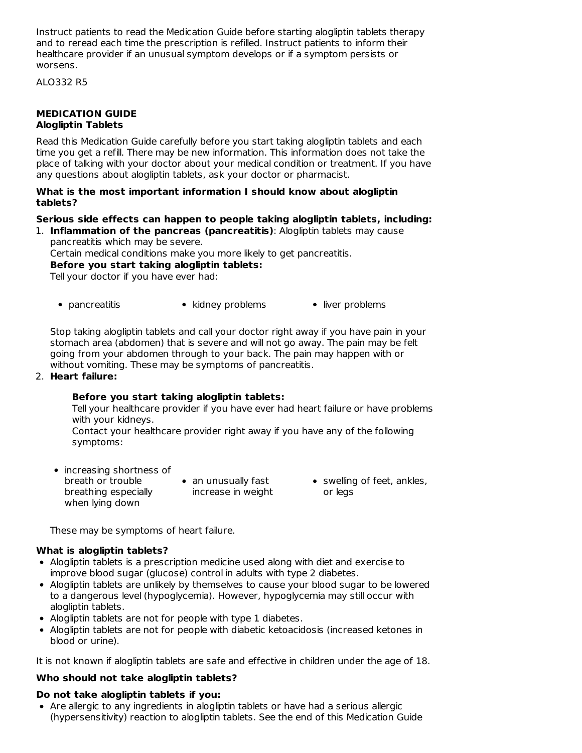Instruct patients to read the Medication Guide before starting alogliptin tablets therapy and to reread each time the prescription is refilled. Instruct patients to inform their healthcare provider if an unusual symptom develops or if a symptom persists or worsens.

ALO332 R5

## MEDICATION GUIDE
### Alogliptin Tablets

Read this Medication Guide carefully before you start taking alogliptin tablets and each time you get a refill. There may be new information. This information does not take the place of talking with your doctor about your medical condition or treatment. If you have any questions about alogliptin tablets, ask your doctor or pharmacist.

**What is the most important information I should know about alogliptin tablets?**

**Serious side effects can happen to people taking alogliptin tablets, including:**

1. **Inflammation of the pancreas (pancreatitis)**: Alogliptin tablets may cause pancreatitis which may be severe.
   Certain medical conditions make you more likely to get pancreatitis.
   **Before you start taking alogliptin tablets:**
   Tell your doctor if you have ever had:
   - pancreatitis
   - kidney problems
   - liver problems

   Stop taking alogliptin tablets and call your doctor right away if you have pain in your stomach area (abdomen) that is severe and will not go away. The pain may be felt going from your abdomen through to your back. The pain may happen with or without vomiting. These may be symptoms of pancreatitis.
2. **Heart failure:**

   **Before you start taking alogliptin tablets:**
   Tell your healthcare provider if you have ever had heart failure or have problems with your kidneys.
   Contact your healthcare provider right away if you have any of the following symptoms:
   - increasing shortness of breath or trouble breathing especially when lying down
   - an unusually fast increase in weight
   - swelling of feet, ankles, or legs

   These may be symptoms of heart failure.

**What is alogliptin tablets?**

- Alogliptin tablets is a prescription medicine used along with diet and exercise to improve blood sugar (glucose) control in adults with type 2 diabetes.
- Alogliptin tablets are unlikely by themselves to cause your blood sugar to be lowered to a dangerous level (hypoglycemia). However, hypoglycemia may still occur with alogliptin tablets.
- Alogliptin tablets are not for people with type 1 diabetes.
- Alogliptin tablets are not for people with diabetic ketoacidosis (increased ketones in blood or urine).

It is not known if alogliptin tablets are safe and effective in children under the age of 18.

**Who should not take alogliptin tablets?**

**Do not take alogliptin tablets if you:**

- Are allergic to any ingredients in alogliptin tablets or have had a serious allergic (hypersensitivity) reaction to alogliptin tablets. See the end of this Medication Guide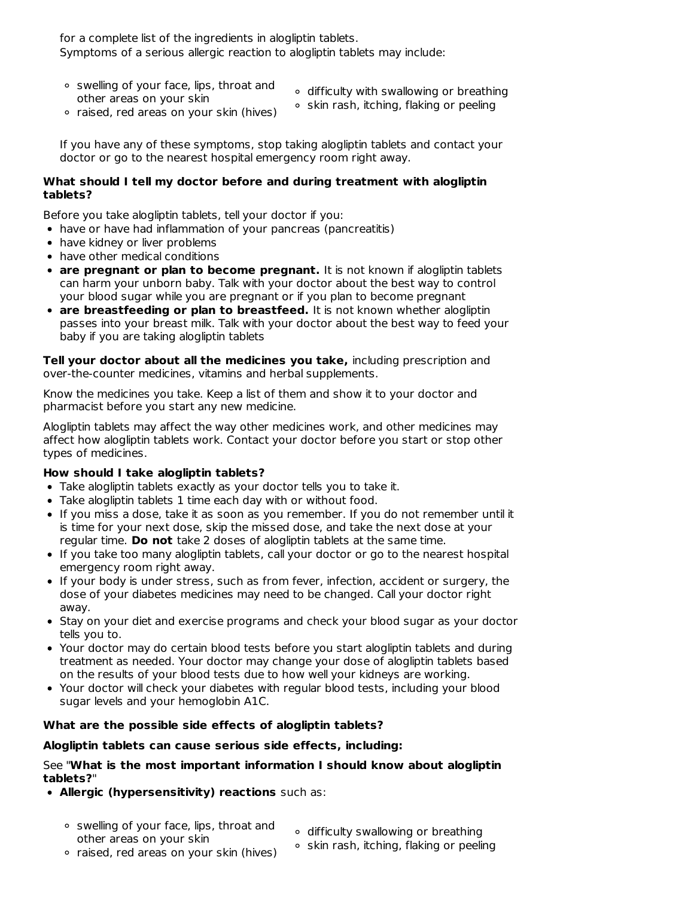for a complete list of the ingredients in alogliptin tablets.
Symptoms of a serious allergic reaction to alogliptin tablets may include:

- swelling of your face, lips, throat and other areas on your skin
- raised, red areas on your skin (hives)
- difficulty with swallowing or breathing
- skin rash, itching, flaking or peeling

If you have any of these symptoms, stop taking alogliptin tablets and contact your doctor or go to the nearest hospital emergency room right away.

**What should I tell my doctor before and during treatment with alogliptin tablets?**

Before you take alogliptin tablets, tell your doctor if you:

- have or have had inflammation of your pancreas (pancreatitis)
- have kidney or liver problems
- have other medical conditions
- **are pregnant or plan to become pregnant.** It is not known if alogliptin tablets can harm your unborn baby. Talk with your doctor about the best way to control your blood sugar while you are pregnant or if you plan to become pregnant
- **are breastfeeding or plan to breastfeed.** It is not known whether alogliptin passes into your breast milk. Talk with your doctor about the best way to feed your baby if you are taking alogliptin tablets

**Tell your doctor about all the medicines you take,** including prescription and over-the-counter medicines, vitamins and herbal supplements.

Know the medicines you take. Keep a list of them and show it to your doctor and pharmacist before you start any new medicine.

Alogliptin tablets may affect the way other medicines work, and other medicines may affect how alogliptin tablets work. Contact your doctor before you start or stop other types of medicines.

**How should I take alogliptin tablets?**

- Take alogliptin tablets exactly as your doctor tells you to take it.
- Take alogliptin tablets 1 time each day with or without food.
- If you miss a dose, take it as soon as you remember. If you do not remember until it is time for your next dose, skip the missed dose, and take the next dose at your regular time. **Do not** take 2 doses of alogliptin tablets at the same time.
- If you take too many alogliptin tablets, call your doctor or go to the nearest hospital emergency room right away.
- If your body is under stress, such as from fever, infection, accident or surgery, the dose of your diabetes medicines may need to be changed. Call your doctor right away.
- Stay on your diet and exercise programs and check your blood sugar as your doctor tells you to.
- Your doctor may do certain blood tests before you start alogliptin tablets and during treatment as needed. Your doctor may change your dose of alogliptin tablets based on the results of your blood tests due to how well your kidneys are working.
- Your doctor will check your diabetes with regular blood tests, including your blood sugar levels and your hemoglobin A1C.

**What are the possible side effects of alogliptin tablets?**

**Alogliptin tablets can cause serious side effects, including:**

See "**What is the most important information I should know about alogliptin tablets?**"

- **Allergic (hypersensitivity) reactions** such as:
  - swelling of your face, lips, throat and other areas on your skin
  - raised, red areas on your skin (hives)
  - difficulty swallowing or breathing
  - skin rash, itching, flaking or peeling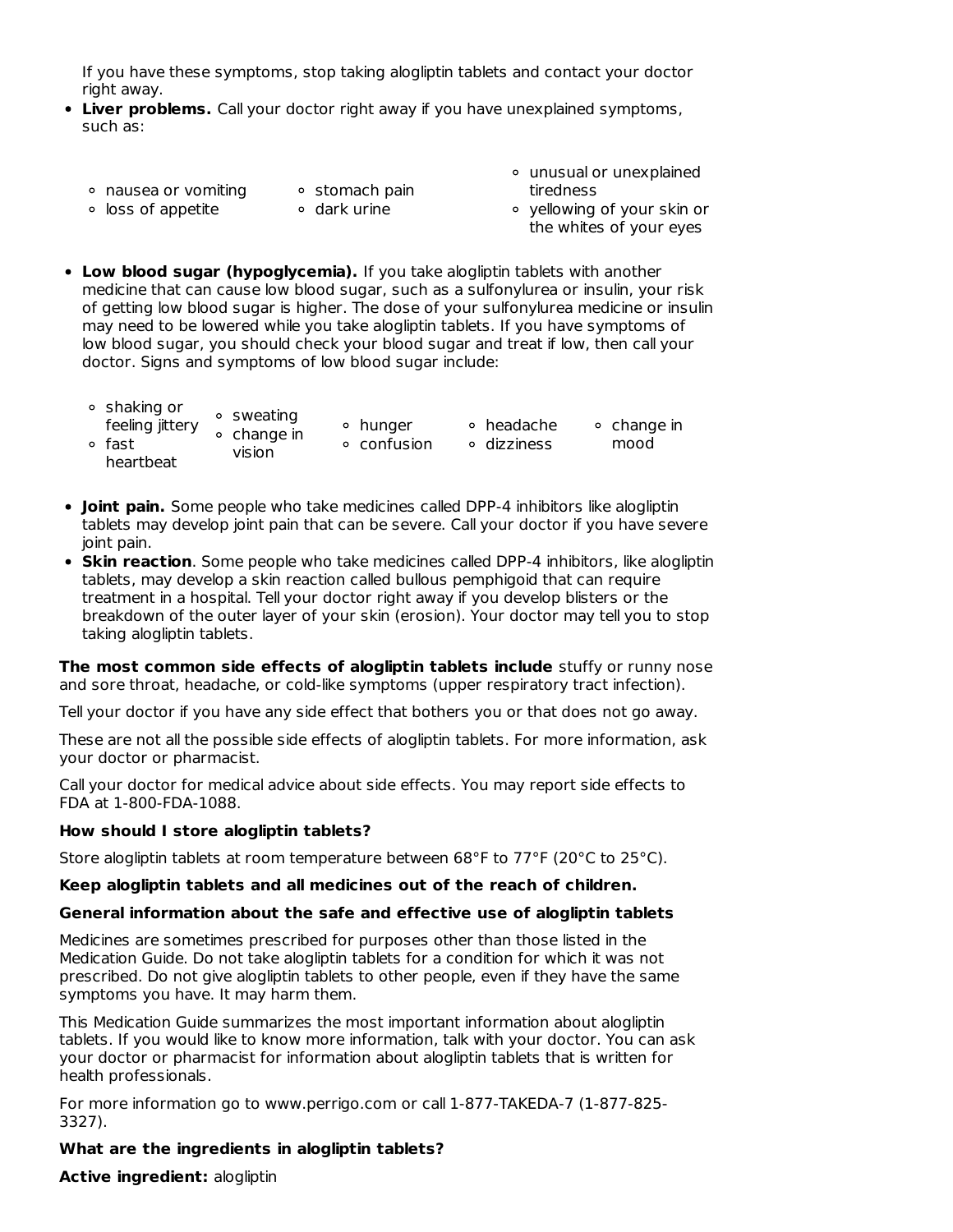If you have these symptoms, stop taking alogliptin tablets and contact your doctor right away.

- **Liver problems.** Call your doctor right away if you have unexplained symptoms, such as:
    - nausea or vomiting
    - loss of appetite
    - stomach pain
    - dark urine
    - unusual or unexplained tiredness
    - yellowing of your skin or the whites of your eyes
- **Low blood sugar (hypoglycemia).** If you take alogliptin tablets with another medicine that can cause low blood sugar, such as a sulfonylurea or insulin, your risk of getting low blood sugar is higher. The dose of your sulfonylurea medicine or insulin may need to be lowered while you take alogliptin tablets. If you have symptoms of low blood sugar, you should check your blood sugar and treat if low, then call your doctor. Signs and symptoms of low blood sugar include:
    - shaking or feeling jittery
    - fast heartbeat
    - sweating
    - change in vision
    - hunger
    - confusion
    - headache
    - dizziness
    - change in mood
- **Joint pain.** Some people who take medicines called DPP-4 inhibitors like alogliptin tablets may develop joint pain that can be severe. Call your doctor if you have severe joint pain.
- **Skin reaction**. Some people who take medicines called DPP-4 inhibitors, like alogliptin tablets, may develop a skin reaction called bullous pemphigoid that can require treatment in a hospital. Tell your doctor right away if you develop blisters or the breakdown of the outer layer of your skin (erosion). Your doctor may tell you to stop taking alogliptin tablets.

**The most common side effects of alogliptin tablets include** stuffy or runny nose and sore throat, headache, or cold-like symptoms (upper respiratory tract infection).

Tell your doctor if you have any side effect that bothers you or that does not go away.

These are not all the possible side effects of alogliptin tablets. For more information, ask your doctor or pharmacist.

Call your doctor for medical advice about side effects. You may report side effects to FDA at 1-800-FDA-1088.

**How should I store alogliptin tablets?**

Store alogliptin tablets at room temperature between 68°F to 77°F (20°C to 25°C).

**Keep alogliptin tablets and all medicines out of the reach of children.**

**General information about the safe and effective use of alogliptin tablets**

Medicines are sometimes prescribed for purposes other than those listed in the Medication Guide. Do not take alogliptin tablets for a condition for which it was not prescribed. Do not give alogliptin tablets to other people, even if they have the same symptoms you have. It may harm them.

This Medication Guide summarizes the most important information about alogliptin tablets. If you would like to know more information, talk with your doctor. You can ask your doctor or pharmacist for information about alogliptin tablets that is written for health professionals.

For more information go to www.perrigo.com or call 1-877-TAKEDA-7 (1-877-825-3327).

**What are the ingredients in alogliptin tablets?**

**Active ingredient:** alogliptin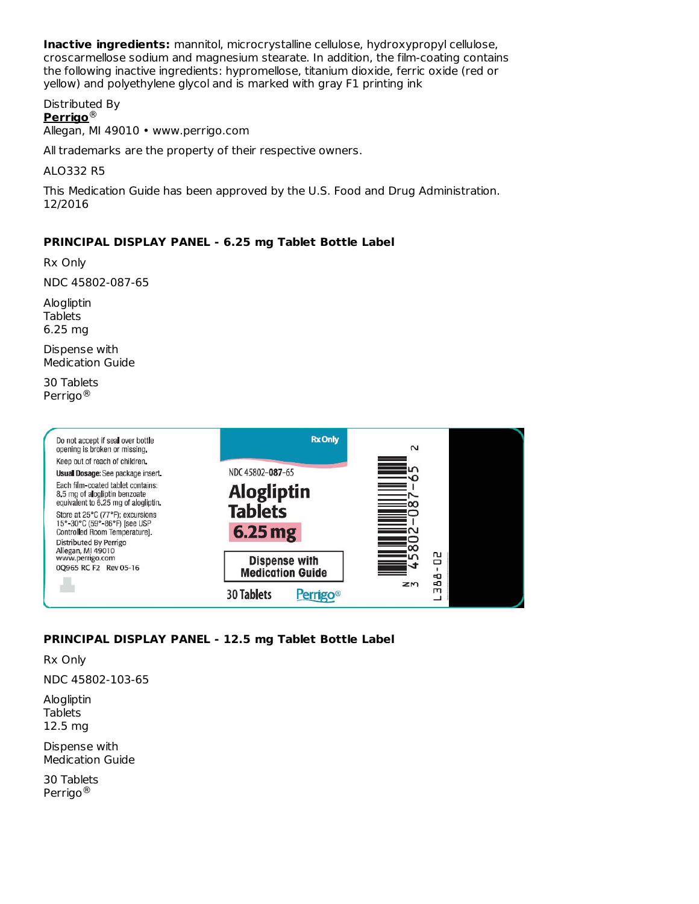**Inactive ingredients:** mannitol, microcrystalline cellulose, hydroxypropyl cellulose, croscarmellose sodium and magnesium stearate. In addition, the film-coating contains the following inactive ingredients: hypromellose, titanium dioxide, ferric oxide (red or yellow) and polyethylene glycol and is marked with gray F1 printing ink

Distributed By
**Perrigo**®
Allegan, MI 49010 • www.perrigo.com

All trademarks are the property of their respective owners.

ALO332 R5

This Medication Guide has been approved by the U.S. Food and Drug Administration. 12/2016

### PRINCIPAL DISPLAY PANEL - 6.25 mg Tablet Bottle Label

Rx Only

NDC 45802-087-65

Alogliptin
Tablets
6.25 mg

Dispense with
Medication Guide

30 Tablets
Perrigo®

Do not accept if seal over bottle opening is broken or missing.
Keep out of reach of children.
**Usual Dosage:** See package insert.
Each film-coated tablet contains: 8.5 mg of alogliptin benzoate equivalent to 6.25 mg of alogliptin.
Store at 25°C (77°F); excursions 15°-30°C (59°-86°F) [see USP Controlled Room Temperature].
Distributed By Perrigo
Allegan, MI 49010
www.perrigo.com
0Q965 RC F2 Rev 05-16

Rx Only
NDC 45802-087-65
**Alogliptin Tablets**
**6.25 mg**
**Dispense with Medication Guide**
30 Tablets
Perrigo®

N 3 45802-087-65 2
L388-02

### PRINCIPAL DISPLAY PANEL - 12.5 mg Tablet Bottle Label

Rx Only

NDC 45802-103-65

Alogliptin
Tablets
12.5 mg

Dispense with
Medication Guide

30 Tablets
Perrigo®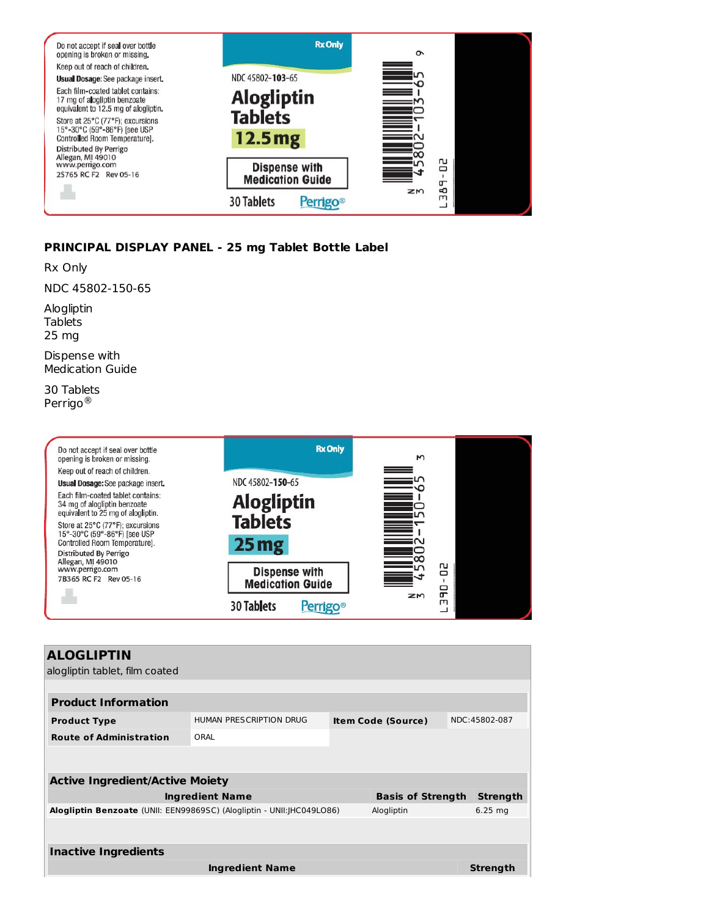Do not accept if seal over bottle opening is broken or missing.

Keep out of reach of children.

**Usual Dosage:** See package insert.

Each film-coated tablet contains: 17 mg of alogliptin benzoate equivalent to 12.5 mg of alogliptin.

Store at 25°C (77°F); excursions 15°-30°C (59°-86°F) [see USP Controlled Room Temperature].

Distributed By Perrigo
Allegan, MI 49010
www.perrigo.com

2S765 RC F2 Rev 05-16

Rx Only

NDC 45802-103-65

**Alogliptin Tablets**

**12.5 mg**

**Dispense with Medication Guide**

30 Tablets

Perrigo®

N 3 45802-103-65 9

L389-02

**PRINCIPAL DISPLAY PANEL - 25 mg Tablet Bottle Label**

Rx Only

NDC 45802-150-65

Alogliptin
Tablets
25 mg

Dispense with
Medication Guide

30 Tablets
Perrigo®

Do not accept if seal over bottle opening is broken or missing.

Keep out of reach of children.

**Usual Dosage:** See package insert.

Each film-coated tablet contains: 34 mg of alogliptin benzoate equivalent to 25 mg of alogliptin.

Store at 25°C (77°F); excursions 15°-30°C (59°-86°F) [see USP Controlled Room Temperature].

Distributed By Perrigo
Allegan, MI 49010
www.perrigo.com

7B365 RC F2 Rev 05-16

Rx Only

NDC 45802-150-65

**Alogliptin Tablets**

**25 mg**

**Dispense with Medication Guide**

30 Tablets

Perrigo®

N 3 45802-150-65 3

L390-02

## ALOGLIPTIN

alogliptin tablet, film coated

| **Product Information** | | | |
|---|---|---|---|
| **Product Type** | HUMAN PRESCRIPTION DRUG | **Item Code (Source)** | NDC:45802-087 |
| **Route of Administration** | ORAL | | |

| **Active Ingredient/Active Moiety** | | |
|---|---|---|
| **Ingredient Name** | **Basis of Strength** | **Strength** |
| **Alogliptin Benzoate** (UNII: EEN99869SC) (Alogliptin - UNII:JHC049LO86) | Alogliptin | 6.25 mg |

| **Inactive Ingredients** | |
|---|---|
| **Ingredient Name** | **Strength** |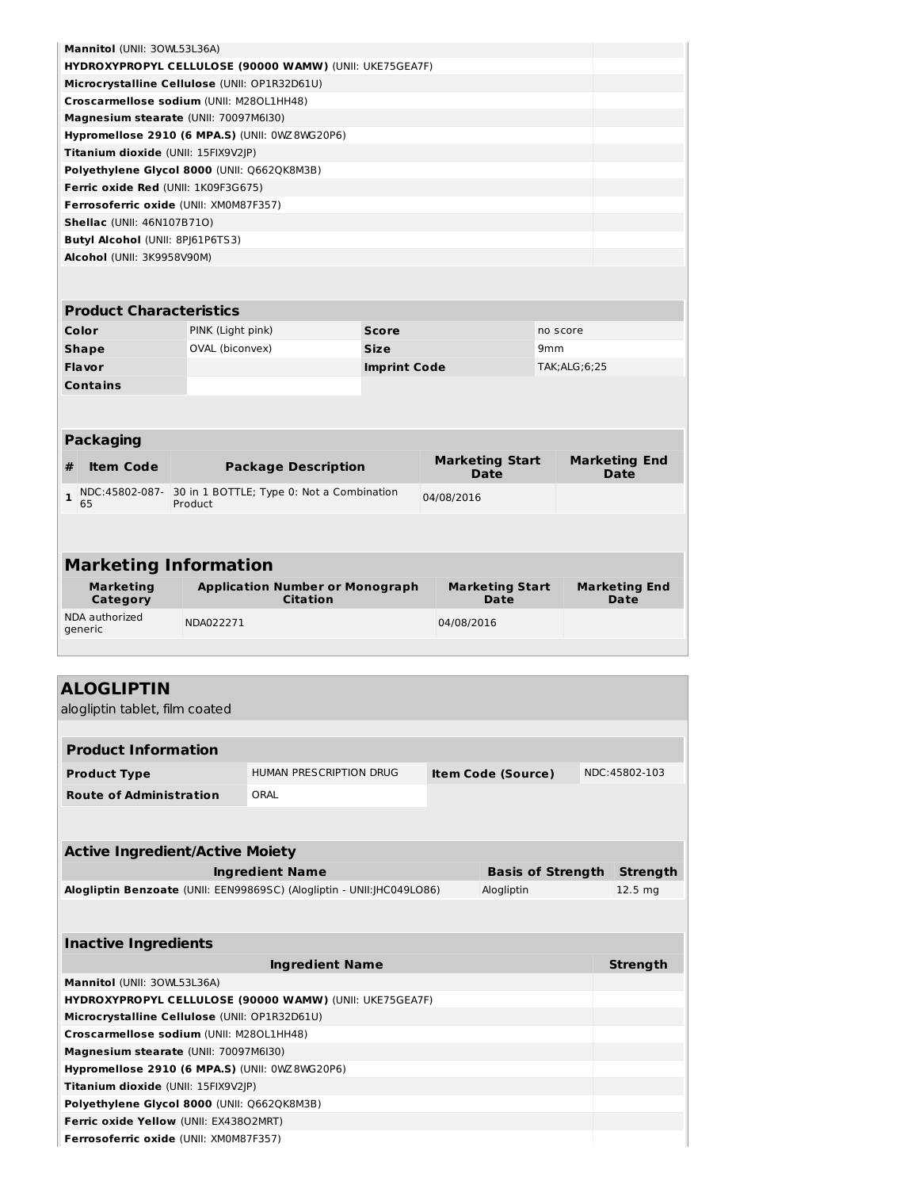| Ingredient Name | Strength |
|---|---|
| **Mannitol** (UNII: 3OWL53L36A) | |
| **HYDROXYPROPYL CELLULOSE (90000 WAMW)** (UNII: UKE75GEA7F) | |
| **Microcrystalline Cellulose** (UNII: OP1R32D61U) | |
| **Croscarmellose sodium** (UNII: M28OL1HH48) | |
| **Magnesium stearate** (UNII: 70097M6I30) | |
| **Hypromellose 2910 (6 MPA.S)** (UNII: 0WZ8WG20P6) | |
| **Titanium dioxide** (UNII: 15FIX9V2JP) | |
| **Polyethylene Glycol 8000** (UNII: Q662QK8M3B) | |
| **Ferric oxide Red** (UNII: 1K09F3G675) | |
| **Ferrosoferric oxide** (UNII: XM0M87F357) | |
| **Shellac** (UNII: 46N107B71O) | |
| **Butyl Alcohol** (UNII: 8PJ61P6TS3) | |
| **Alcohol** (UNII: 3K9958V90M) | |

### Product Characteristics

| | | | |
|---|---|---|---|
| **Color** | PINK (Light pink) | **Score** | no score |
| **Shape** | OVAL (biconvex) | **Size** | 9mm |
| **Flavor** | | **Imprint Code** | TAK;ALG;6;25 |
| **Contains** | | | |

### Packaging

| # | Item Code | Package Description | Marketing Start Date | Marketing End Date |
|---|---|---|---|---|
| 1 | NDC:45802-087-65 | 30 in 1 BOTTLE; Type 0: Not a Combination Product | 04/08/2016 | |

### Marketing Information

| Marketing Category | Application Number or Monograph Citation | Marketing Start Date | Marketing End Date |
|---|---|---|---|
| NDA authorized generic | NDA022271 | 04/08/2016 | |

## ALOGLIPTIN

alogliptin tablet, film coated

### Product Information

| | | | |
|---|---|---|---|
| **Product Type** | HUMAN PRESCRIPTION DRUG | **Item Code (Source)** | NDC:45802-103 |
| **Route of Administration** | ORAL | | |

### Active Ingredient/Active Moiety

| Ingredient Name | Basis of Strength | Strength |
|---|---|---|
| **Alogliptin Benzoate** (UNII: EEN99869SC) (Alogliptin - UNII:JHC049LO86) | Alogliptin | 12.5 mg |

### Inactive Ingredients

| Ingredient Name | Strength |
|---|---|
| **Mannitol** (UNII: 3OWL53L36A) | |
| **HYDROXYPROPYL CELLULOSE (90000 WAMW)** (UNII: UKE75GEA7F) | |
| **Microcrystalline Cellulose** (UNII: OP1R32D61U) | |
| **Croscarmellose sodium** (UNII: M28OL1HH48) | |
| **Magnesium stearate** (UNII: 70097M6I30) | |
| **Hypromellose 2910 (6 MPA.S)** (UNII: 0WZ8WG20P6) | |
| **Titanium dioxide** (UNII: 15FIX9V2JP) | |
| **Polyethylene Glycol 8000** (UNII: Q662QK8M3B) | |
| **Ferric oxide Yellow** (UNII: EX438O2MRT) | |
| **Ferrosoferric oxide** (UNII: XM0M87F357) | |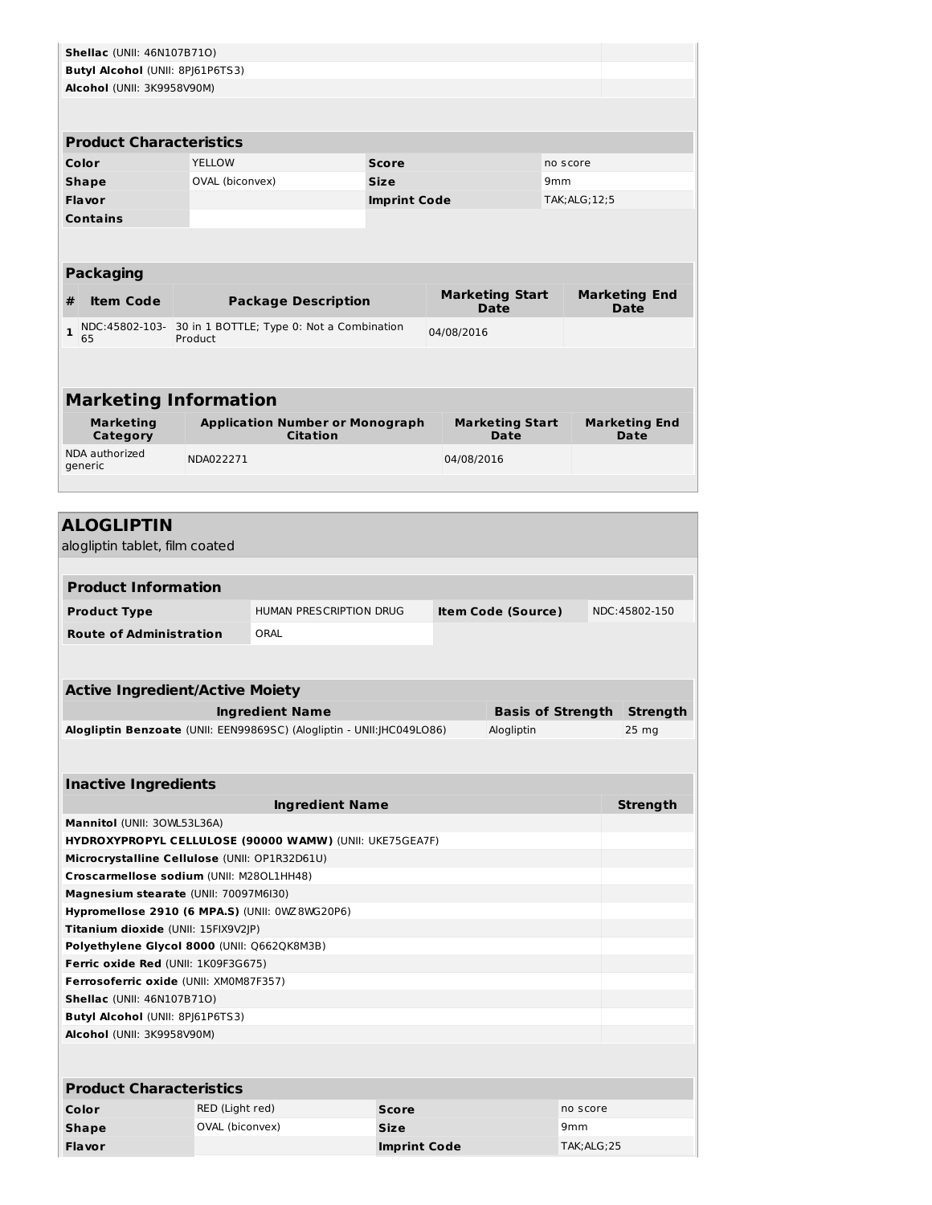| Ingredient Name | Strength |
|---|---|
| **Shellac** (UNII: 46N107B71O) | |
| **Butyl Alcohol** (UNII: 8PJ61P6TS3) | |
| **Alcohol** (UNII: 3K9958V90M) | |

### Product Characteristics

| | | | |
|---|---|---|---|
| **Color** | YELLOW | **Score** | no score |
| **Shape** | OVAL (biconvex) | **Size** | 9mm |
| **Flavor** | | **Imprint Code** | TAK;ALG;12;5 |
| **Contains** | | | |

### Packaging

| # | Item Code | Package Description | Marketing Start Date | Marketing End Date |
|---|---|---|---|---|
| 1 | NDC:45802-103-65 | 30 in 1 BOTTLE; Type 0: Not a Combination Product | 04/08/2016 | |

## Marketing Information

| Marketing Category | Application Number or Monograph Citation | Marketing Start Date | Marketing End Date |
|---|---|---|---|
| NDA authorized generic | NDA022271 | 04/08/2016 | |

## ALOGLIPTIN

alogliptin tablet, film coated

### Product Information

| | | | |
|---|---|---|---|
| **Product Type** | HUMAN PRESCRIPTION DRUG | **Item Code (Source)** | NDC:45802-150 |
| **Route of Administration** | ORAL | | |

### Active Ingredient/Active Moiety

| Ingredient Name | Basis of Strength | Strength |
|---|---|---|
| **Alogliptin Benzoate** (UNII: EEN99869SC) (Alogliptin - UNII:JHC049LO86) | Alogliptin | 25 mg |

### Inactive Ingredients

| Ingredient Name | Strength |
|---|---|
| **Mannitol** (UNII: 3OWL53L36A) | |
| **HYDROXYPROPYL CELLULOSE (90000 WAMW)** (UNII: UKE75GEA7F) | |
| **Microcrystalline Cellulose** (UNII: OP1R32D61U) | |
| **Croscarmellose sodium** (UNII: M28OL1HH48) | |
| **Magnesium stearate** (UNII: 70097M6I30) | |
| **Hypromellose 2910 (6 MPA.S)** (UNII: 0WZ8WG20P6) | |
| **Titanium dioxide** (UNII: 15FIX9V2JP) | |
| **Polyethylene Glycol 8000** (UNII: Q662QK8M3B) | |
| **Ferric oxide Red** (UNII: 1K09F3G675) | |
| **Ferrosoferric oxide** (UNII: XM0M87F357) | |
| **Shellac** (UNII: 46N107B71O) | |
| **Butyl Alcohol** (UNII: 8PJ61P6TS3) | |
| **Alcohol** (UNII: 3K9958V90M) | |

### Product Characteristics

| | | | |
|---|---|---|---|
| **Color** | RED (Light red) | **Score** | no score |
| **Shape** | OVAL (biconvex) | **Size** | 9mm |
| **Flavor** | | **Imprint Code** | TAK;ALG;25 |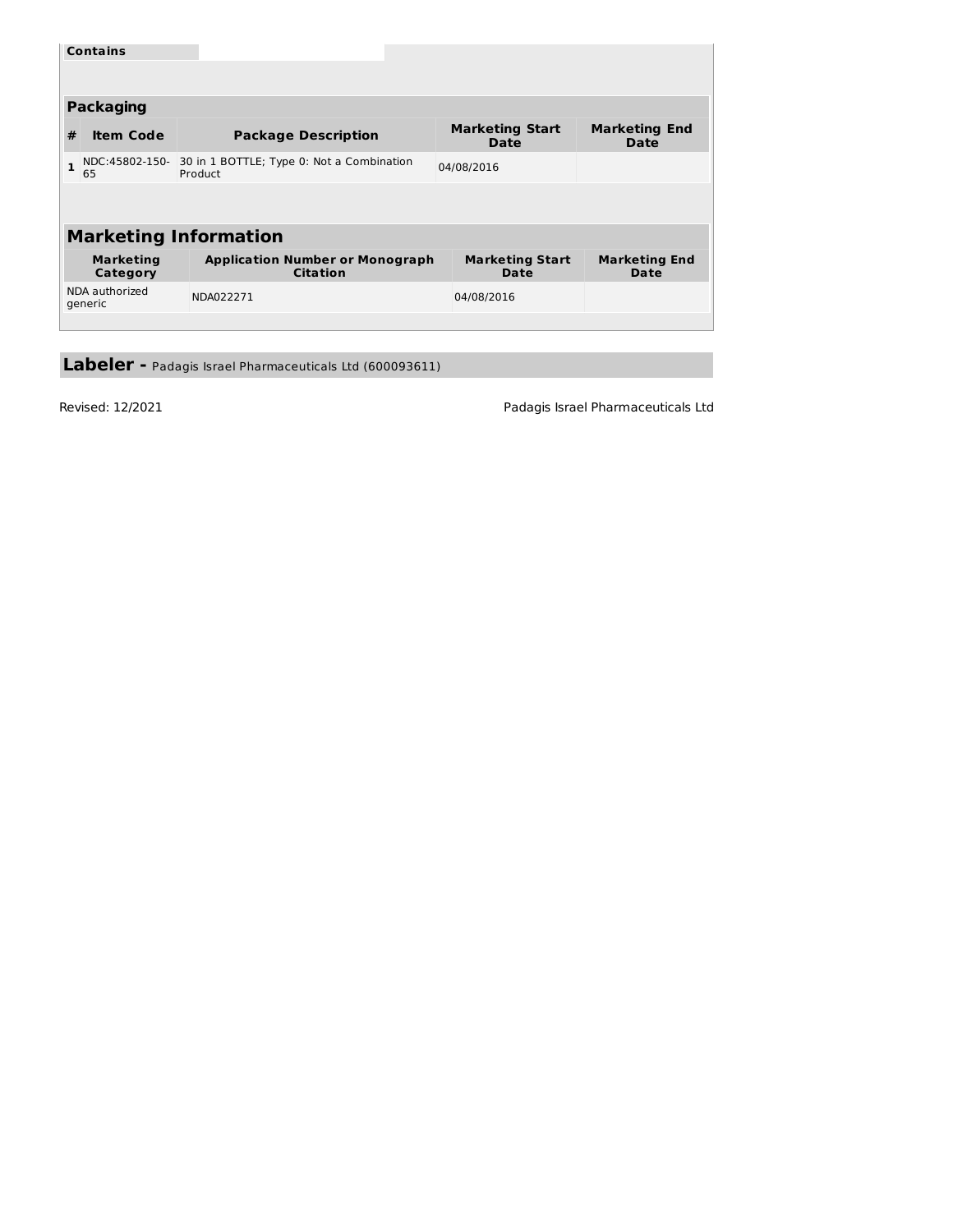| Contains | |
|---|---|

**Packaging**

| # | Item Code | Package Description | Marketing Start Date | Marketing End Date |
|---|---|---|---|---|
| 1 | NDC:45802-150-65 | 30 in 1 BOTTLE; Type 0: Not a Combination Product | 04/08/2016 | |

## Marketing Information

| Marketing Category | Application Number or Monograph Citation | Marketing Start Date | Marketing End Date |
|---|---|---|---|
| NDA authorized generic | NDA022271 | 04/08/2016 | |

**Labeler -** Padagis Israel Pharmaceuticals Ltd (600093611)

Revised: 12/2021

Padagis Israel Pharmaceuticals Ltd